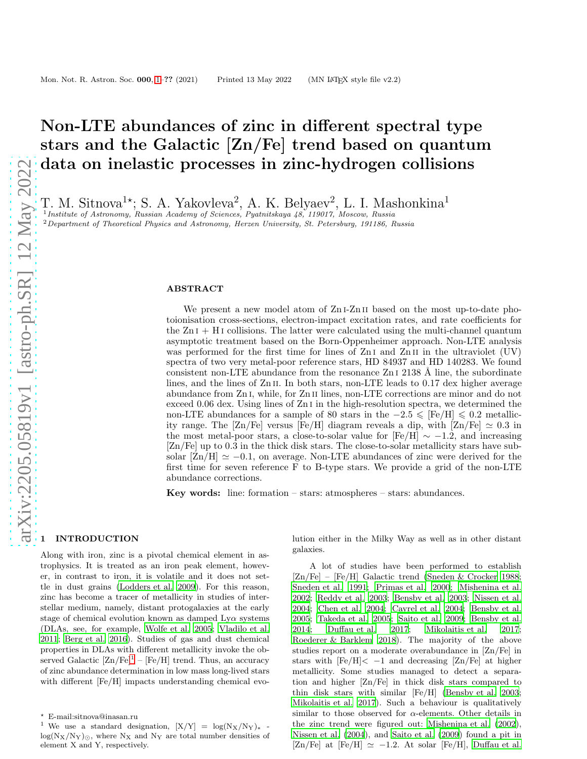# Non-LTE abundances of zinc in different spectral type stars and the Galactic [Zn/Fe] trend based on quantum data on inelastic processes in zinc-hydrogen collisions

T. M. Sitnova[1⋆]; S. A. Yakovleva[2], A. K. Belyaev[2], L. I. Mashonkina[1]

[1] *Institute of Astronomy, Russian Academy of Sciences, Pyatnitskaya 48, 119017, Moscow, Russia*
[2] *Department of Theoretical Physics and Astronomy, Herzen University, St. Petersburg, 191186, Russia*

## ABSTRACT

We present a new model atom of Zn I-Zn II based on the most up-to-date photoionisation cross-sections, electron-impact excitation rates, and rate coefficients for the Zn I + H I collisions. The latter were calculated using the multi-channel quantum asymptotic treatment based on the Born-Oppenheimer approach. Non-LTE analysis was performed for the first time for lines of Zn I and Zn II in the ultraviolet (UV) spectra of two very metal-poor reference stars, HD 84937 and HD 140283. We found consistent non-LTE abundance from the resonance Zn I 2138 Å line, the subordinate lines, and the lines of Zn II. In both stars, non-LTE leads to 0.17 dex higher average abundance from Zn I, while, for Zn II lines, non-LTE corrections are minor and do not exceed 0.06 dex. Using lines of Zn I in the high-resolution spectra, we determined the non-LTE abundances for a sample of 80 stars in the $-2.5 \leqslant$ [Fe/H] $\leqslant 0.2$ metallicity range. The [Zn/Fe] versus [Fe/H] diagram reveals a dip, with [Zn/Fe] $\simeq 0.3$ in the most metal-poor stars, a close-to-solar value for [Fe/H] $\sim -1.2$, and increasing [Zn/Fe] up to 0.3 in the thick disk stars. The close-to-solar metallicity stars have subsolar [Zn/H] $\simeq -0.1$, on average. Non-LTE abundances of zinc were derived for the first time for seven reference F to B-type stars. We provide a grid of the non-LTE abundance corrections.

**Key words:** line: formation – stars: atmospheres – stars: abundances.

## 1 INTRODUCTION

Along with iron, zinc is a pivotal chemical element in astrophysics. It is treated as an iron peak element, however, in contrast to iron, it is volatile and it does not settle in dust grains (Lodders et al. 2009). For this reason, zinc has become a tracer of metallicity in studies of interstellar medium, namely, distant protogalaxies at the early stage of chemical evolution known as damped Ly$\alpha$ systems (DLAs, see, for example, Wolfe et al. 2005; Vladilo et al. 2011; Berg et al. 2016). Studies of gas and dust chemical properties in DLAs with different metallicity invoke the observed Galactic [Zn/Fe][1] – [Fe/H] trend. Thus, an accuracy of zinc abundance determination in low mass long-lived stars with different [Fe/H] impacts understanding chemical evolution either in the Milky Way as well as in other distant galaxies.

A lot of studies have been performed to establish [Zn/Fe] – [Fe/H] Galactic trend (Sneden & Crocker 1988; Sneden et al. 1991; Primas et al. 2000; Mishenina et al. 2002; Reddy et al. 2003; Bensby et al. 2003; Nissen et al. 2004; Chen et al. 2004; Cayrel et al. 2004; Bensby et al. 2005; Takeda et al. 2005; Saito et al. 2009; Bensby et al. 2014; Duffau et al. 2017; Mikolaitis et al. 2017; Roederer & Barklem 2018). The majority of the above studies report on a moderate overabundance in [Zn/Fe] in stars with [Fe/H]$< -1$ and decreasing [Zn/Fe] at higher metallicity. Some studies managed to detect a separation and higher [Zn/Fe] in thick disk stars compared to thin disk stars with similar [Fe/H] (Bensby et al. 2003; Mikolaitis et al. 2017). Such a behaviour is qualitatively similar to those observed for $\alpha$-elements. Other details in the zinc trend were figured out: Mishenina et al. (2002), Nissen et al. (2004), and Saito et al. (2009) found a pit in [Zn/Fe] at [Fe/H] $\simeq -1.2$. At solar [Fe/H], Duffau et al.

⋆ E-mail:sitnova@inasan.ru

[1] We use a standard designation, [X/Y] = log($N_X/N_Y$)$_*$ - log($N_X/N_Y$)$_\odot$, where $N_X$ and $N_Y$ are total number densities of element X and Y, respectively.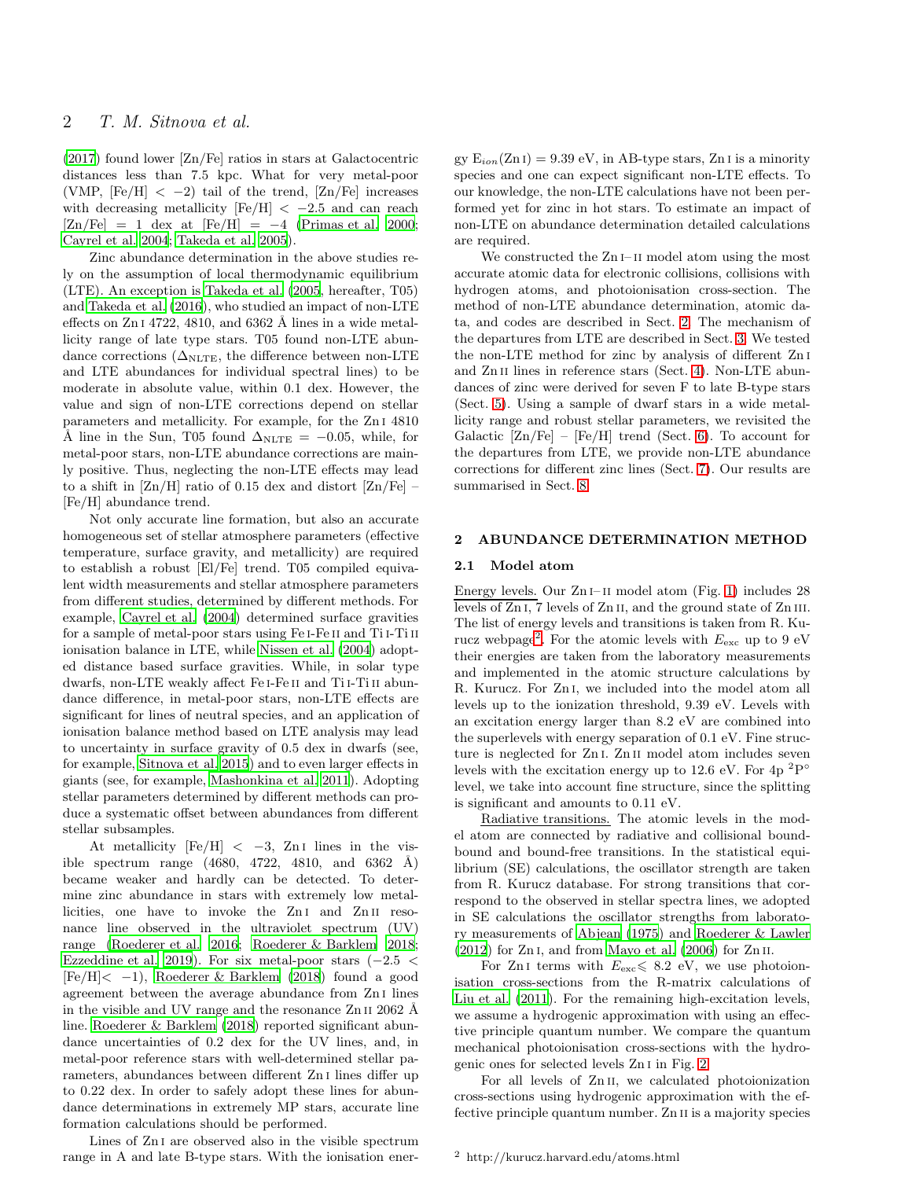(2017) found lower [Zn/Fe] ratios in stars at Galactocentric distances less than 7.5 kpc. What for very metal-poor (VMP, [Fe/H] < −2) tail of the trend, [Zn/Fe] increases with decreasing metallicity [Fe/H] < −2.5 and can reach [Zn/Fe] = 1 dex at [Fe/H] = −4 (Primas et al. 2000; Cayrel et al. 2004; Takeda et al. 2005).

Zinc abundance determination in the above studies rely on the assumption of local thermodynamic equilibrium (LTE). An exception is Takeda et al. (2005, hereafter, T05) and Takeda et al. (2016), who studied an impact of non-LTE effects on Zn I 4722, 4810, and 6362 Å lines in a wide metallicity range of late type stars. T05 found non-LTE abundance corrections ($\Delta_{\rm NLTE}$, the difference between non-LTE and LTE abundances for individual spectral lines) to be moderate in absolute value, within 0.1 dex. However, the value and sign of non-LTE corrections depend on stellar parameters and metallicity. For example, for the Zn I 4810 Å line in the Sun, T05 found $\Delta_{\rm NLTE}$ = −0.05, while, for metal-poor stars, non-LTE abundance corrections are mainly positive. Thus, neglecting the non-LTE effects may lead to a shift in [Zn/H] ratio of 0.15 dex and distort [Zn/Fe] – [Fe/H] abundance trend.

Not only accurate line formation, but also an accurate homogeneous set of stellar atmosphere parameters (effective temperature, surface gravity, and metallicity) are required to establish a robust [El/Fe] trend. T05 compiled equivalent width measurements and stellar atmosphere parameters from different studies, determined by different methods. For example, Cayrel et al. (2004) determined surface gravities for a sample of metal-poor stars using Fe I-Fe II and Ti I-Ti II ionisation balance in LTE, while Nissen et al. (2004) adopted distance based surface gravities. While, in solar type dwarfs, non-LTE weakly affect Fe I-Fe II and Ti I-Ti II abundance difference, in metal-poor stars, non-LTE effects are significant for lines of neutral species, and an application of ionisation balance method based on LTE analysis may lead to uncertainty in surface gravity of 0.5 dex in dwarfs (see, for example, Sitnova et al. 2015) and to even larger effects in giants (see, for example, Mashonkina et al. 2011). Adopting stellar parameters determined by different methods can produce a systematic offset between abundances from different stellar subsamples.

At metallicity [Fe/H] < −3, Zn I lines in the visible spectrum range (4680, 4722, 4810, and 6362 Å) became weaker and hardly can be detected. To determine zinc abundance in stars with extremely low metallicities, one have to invoke the Zn I and Zn II resonance line observed in the ultraviolet spectrum (UV) range (Roederer et al. 2016; Roederer & Barklem 2018; Ezzeddine et al. 2019). For six metal-poor stars (−2.5 < [Fe/H]< −1), Roederer & Barklem (2018) found a good agreement between the average abundance from Zn I lines in the visible and UV range and the resonance Zn II 2062 Å line. Roederer & Barklem (2018) reported significant abundance uncertainties of 0.2 dex for the UV lines, and, in metal-poor reference stars with well-determined stellar parameters, abundances between different Zn I lines differ up to 0.22 dex. In order to safely adopt these lines for abundance determinations in extremely MP stars, accurate line formation calculations should be performed.

Lines of Zn I are observed also in the visible spectrum range in A and late B-type stars. With the ionisation energy $E_{ion}$(Zn I) = 9.39 eV, in AB-type stars, Zn I is a minority species and one can expect significant non-LTE effects. To our knowledge, the non-LTE calculations have not been performed yet for zinc in hot stars. To estimate an impact of non-LTE on abundance determination detailed calculations are required.

We constructed the Zn I– II model atom using the most accurate atomic data for electronic collisions, collisions with hydrogen atoms, and photoionisation cross-section. The method of non-LTE abundance determination, atomic data, and codes are described in Sect. 2. The mechanism of the departures from LTE are described in Sect. 3. We tested the non-LTE method for zinc by analysis of different Zn I and Zn II lines in reference stars (Sect. 4). Non-LTE abundances of zinc were derived for seven F to late B-type stars (Sect. 5). Using a sample of dwarf stars in a wide metallicity range and robust stellar parameters, we revisited the Galactic [Zn/Fe] – [Fe/H] trend (Sect. 6). To account for the departures from LTE, we provide non-LTE abundance corrections for different zinc lines (Sect. 7). Our results are summarised in Sect. 8.

## 2 ABUNDANCE DETERMINATION METHOD

### 2.1 Model atom

Energy levels. Our Zn I– II model atom (Fig. 1) includes 28 levels of Zn I, 7 levels of Zn II, and the ground state of Zn III. The list of energy levels and transitions is taken from R. Kurucz webpage[2]. For the atomic levels with $E_{\rm exc}$ up to 9 eV their energies are taken from the laboratory measurements and implemented in the atomic structure calculations by R. Kurucz. For Zn I, we included into the model atom all levels up to the ionization threshold, 9.39 eV. Levels with an excitation energy larger than 8.2 eV are combined into the superlevels with energy separation of 0.1 eV. Fine structure is neglected for Zn I. Zn II model atom includes seven levels with the excitation energy up to 12.6 eV. For 4p $^2$P$^\circ$ level, we take into account fine structure, since the splitting is significant and amounts to 0.11 eV.

Radiative transitions. The atomic levels in the model atom are connected by radiative and collisional bound-bound and bound-free transitions. In the statistical equilibrium (SE) calculations, the oscillator strength are taken from R. Kurucz database. For strong transitions that correspond to the observed in stellar spectra lines, we adopted in SE calculations the oscillator strengths from laboratory measurements of Abjean (1975) and Roederer & Lawler (2012) for Zn I, and from Mayo et al. (2006) for Zn II.

For Zn I terms with $E_{\rm exc} \leqslant$ 8.2 eV, we use photoionisation cross-sections from the R-matrix calculations of Liu et al. (2011). For the remaining high-excitation levels, we assume a hydrogenic approximation with using an effective principle quantum number. We compare the quantum mechanical photoionisation cross-sections with the hydrogenic ones for selected levels Zn I in Fig. 2.

For all levels of Zn II, we calculated photoionization cross-sections using hydrogenic approximation with the effective principle quantum number. Zn II is a majority species

[2] http://kurucz.harvard.edu/atoms.html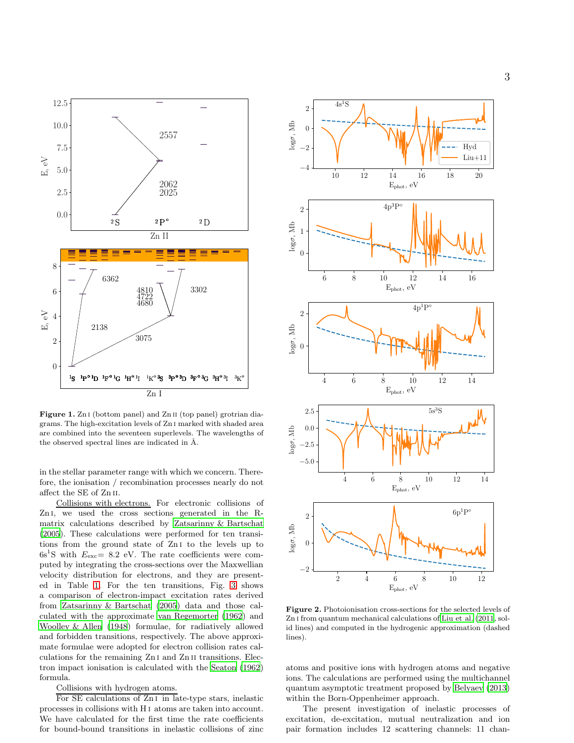**Figure 1.** Zn I (bottom panel) and Zn II (top panel) grotrian diagrams. The high-excitation levels of Zn I marked with shaded area are combined into the seventeen superlevels. The wavelengths of the observed spectral lines are indicated in Å.

**Figure 2.** Photoionisation cross-sections for the selected levels of Zn I from quantum mechanical calculations of Liu et al. (2011, solid lines) and computed in the hydrogenic approximation (dashed lines).

in the stellar parameter range with which we concern. Therefore, the ionisation / recombination processes nearly do not affect the SE of Zn II.

Collisions with electrons. For electronic collisions of Zn I, we used the cross sections generated in the R-matrix calculations described by Zatsarinny & Bartschat (2005). These calculations were performed for ten transitions from the ground state of Zn I to the levels up to $6s^1S$ with $E_{\rm exc}$ = 8.2 eV. The rate coefficients were computed by integrating the cross-sections over the Maxwellian velocity distribution for electrons, and they are presented in Table 1. For the ten transitions, Fig. 3 shows a comparison of electron-impact excitation rates derived from Zatsarinny & Bartschat (2005) data and those calculated with the approximate van Regemorter (1962) and Woolley & Allen (1948) formulae, for radiatively allowed and forbidden transitions, respectively. The above approximate formulae were adopted for electron collision rates calculations for the remaining Zn I and Zn II transitions. Electron impact ionisation is calculated with the Seaton (1962) formula.

Collisions with hydrogen atoms.

For SE calculations of Zn I in late-type stars, inelastic processes in collisions with H I atoms are taken into account. We have calculated for the first time the rate coefficients for bound-bound transitions in inelastic collisions of zinc atoms and positive ions with hydrogen atoms and negative ions. The calculations are performed using the multichannel quantum asymptotic treatment proposed by Belyaev (2013) within the Born-Oppenheimer approach.

The present investigation of inelastic processes of excitation, de-excitation, mutual neutralization and ion pair formation includes 12 scattering channels: 11 chan-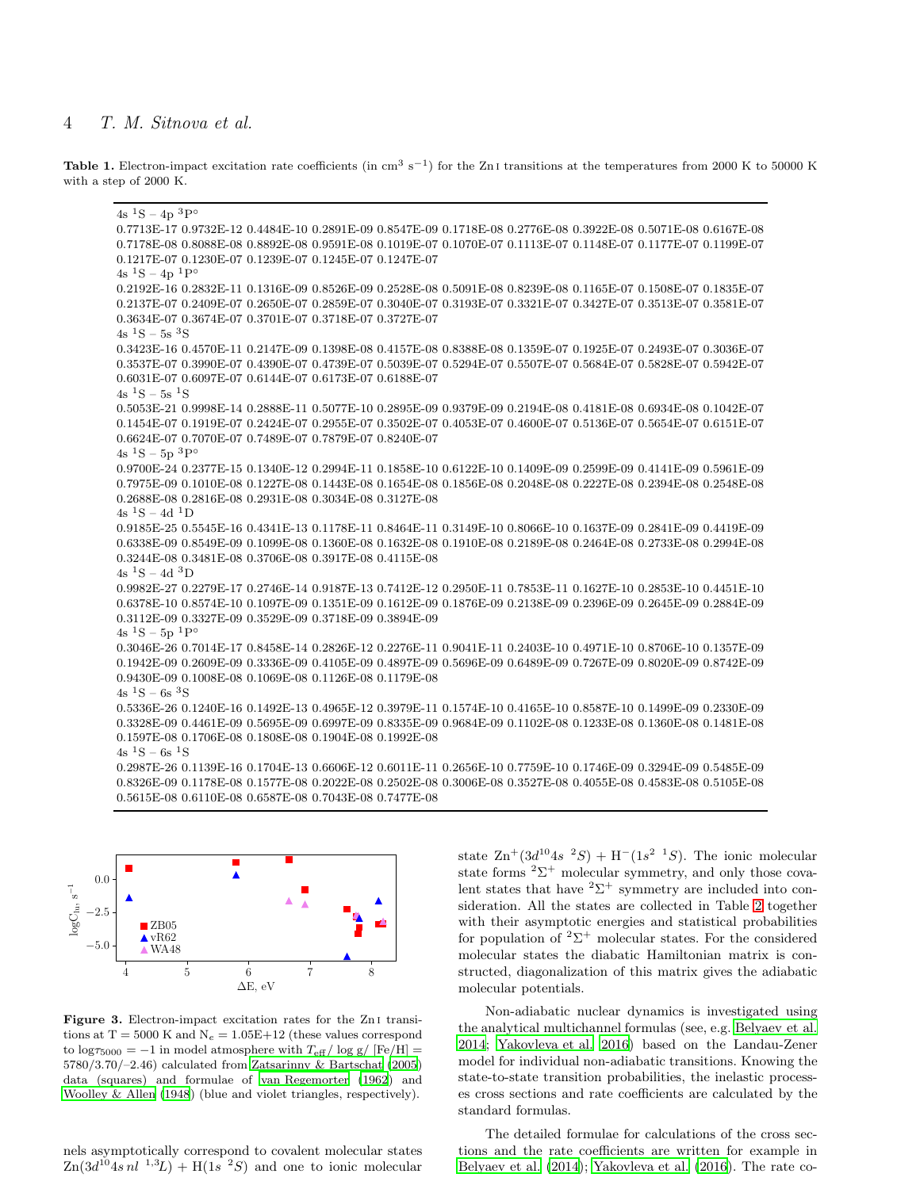**Table 1.** Electron-impact excitation rate coefficients (in $cm^3$ $s^{-1}$) for the Zn I transitions at the temperatures from 2000 K to 50000 K with a step of 2000 K.

4s $^1$S – 4p $^3$P°
0.7713E-17 0.9732E-12 0.4484E-10 0.2891E-09 0.8547E-09 0.1718E-08 0.2776E-08 0.3922E-08 0.5071E-08 0.6167E-08
0.7178E-08 0.8088E-08 0.8892E-08 0.9591E-08 0.1019E-07 0.1070E-07 0.1113E-07 0.1148E-07 0.1177E-07 0.1199E-07
0.1217E-07 0.1230E-07 0.1239E-07 0.1245E-07 0.1247E-07

4s $^1$S – 4p $^1$P°
0.2192E-16 0.2832E-11 0.1316E-09 0.8526E-09 0.2528E-08 0.5091E-08 0.8239E-08 0.1165E-07 0.1508E-07 0.1835E-07
0.2137E-07 0.2409E-07 0.2650E-07 0.2859E-07 0.3040E-07 0.3193E-07 0.3321E-07 0.3427E-07 0.3513E-07 0.3581E-07
0.3634E-07 0.3674E-07 0.3701E-07 0.3718E-07 0.3727E-07

4s $^1$S – 5s $^3$S
0.3423E-16 0.4570E-11 0.2147E-09 0.1398E-08 0.4157E-08 0.8388E-08 0.1359E-07 0.1925E-07 0.2493E-07 0.3036E-07
0.3537E-07 0.3990E-07 0.4390E-07 0.4739E-07 0.5039E-07 0.5294E-07 0.5507E-07 0.5684E-07 0.5828E-07 0.5942E-07
0.6031E-07 0.6097E-07 0.6144E-07 0.6173E-07 0.6188E-07

4s $^1$S – 5s $^1$S
0.5053E-21 0.9998E-14 0.2888E-11 0.5077E-10 0.2895E-09 0.9379E-09 0.2194E-08 0.4181E-08 0.6934E-08 0.1042E-07
0.1454E-07 0.1919E-07 0.2424E-07 0.2955E-07 0.3502E-07 0.4053E-07 0.4600E-07 0.5136E-07 0.5654E-07 0.6151E-07
0.6624E-07 0.7070E-07 0.7489E-07 0.7879E-07 0.8240E-07

4s $^1$S – 5p $^3$P°
0.9700E-24 0.2377E-15 0.1340E-12 0.2994E-11 0.1858E-10 0.6122E-10 0.1409E-09 0.2599E-09 0.4141E-09 0.5961E-09
0.7975E-09 0.1010E-08 0.1227E-08 0.1443E-08 0.1654E-08 0.1856E-08 0.2048E-08 0.2227E-08 0.2394E-08 0.2548E-08
0.2688E-08 0.2816E-08 0.2931E-08 0.3034E-08 0.3127E-08

4s $^1$S – 4d $^1$D
0.9185E-25 0.5545E-16 0.4341E-13 0.1178E-11 0.8464E-11 0.3149E-10 0.8066E-10 0.1637E-09 0.2841E-09 0.4419E-09
0.6338E-09 0.8549E-09 0.1099E-08 0.1360E-08 0.1632E-08 0.1910E-08 0.2189E-08 0.2464E-08 0.2733E-08 0.2994E-08
0.3244E-08 0.3481E-08 0.3706E-08 0.3917E-08 0.4115E-08

4s $^1$S – 4d $^3$D
0.9982E-27 0.2279E-17 0.2746E-14 0.9187E-13 0.7412E-12 0.2950E-11 0.7853E-11 0.1627E-10 0.2853E-10 0.4451E-10
0.6378E-10 0.8574E-10 0.1097E-09 0.1351E-09 0.1612E-09 0.1876E-09 0.2138E-09 0.2396E-09 0.2645E-09 0.2884E-09
0.3112E-09 0.3327E-09 0.3529E-09 0.3718E-09 0.3894E-09

4s $^1$S – 5p $^1$P°
0.3046E-26 0.7014E-17 0.8458E-14 0.2826E-12 0.2276E-11 0.9041E-11 0.2403E-10 0.4971E-10 0.8706E-10 0.1357E-09
0.1942E-09 0.2609E-09 0.3336E-09 0.4105E-09 0.4897E-09 0.5696E-09 0.6489E-09 0.7267E-09 0.8020E-09 0.8742E-09
0.9430E-09 0.1008E-08 0.1069E-08 0.1126E-08 0.1179E-08

4s $^1$S – 6s $^3$S
0.5336E-26 0.1240E-16 0.1492E-13 0.4965E-12 0.3979E-11 0.1574E-10 0.4165E-10 0.8587E-10 0.1499E-09 0.2330E-09
0.3328E-09 0.4461E-09 0.5695E-09 0.6997E-09 0.8335E-09 0.9684E-09 0.1102E-08 0.1233E-08 0.1360E-08 0.1481E-08
0.1597E-08 0.1706E-08 0.1808E-08 0.1904E-08 0.1992E-08

4s $^1$S – 6s $^1$S
0.2987E-26 0.1139E-16 0.1704E-13 0.6606E-12 0.6011E-11 0.2656E-10 0.7759E-10 0.1746E-09 0.3294E-09 0.5485E-09
0.8326E-09 0.1178E-08 0.1577E-08 0.2022E-08 0.2502E-08 0.3006E-08 0.3527E-08 0.4055E-08 0.4583E-08 0.5105E-08
0.5615E-08 0.6110E-08 0.6587E-08 0.7043E-08 0.7477E-08

**Figure 3.** Electron-impact excitation rates for the Zn I transitions at T = 5000 K and $N_e$ = 1.05E+12 (these values correspond to $\log\tau_{5000} = -1$ in model atmosphere with $T_{\rm eff}$/ log g/ [Fe/H] = 5780/3.70/–2.46) calculated from Zatsarinny & Bartschat (2005) data (squares) and formulae of van Regemorter (1962) and Woolley & Allen (1948) (blue and violet triangles, respectively).

nels asymptotically correspond to covalent molecular states $\mathrm{Zn}(3d^{10}4s\,nl\ ^{1,3}L)$ + $\mathrm{H}(1s\ ^2S)$ and one to ionic molecular state $\mathrm{Zn}^+(3d^{10}4s\ ^2S)$ + $\mathrm{H}^-(1s^2\ ^1S)$. The ionic molecular state forms $^2\Sigma^+$ molecular symmetry, and only those covalent states that have $^2\Sigma^+$ symmetry are included into consideration. All the states are collected in Table 2 together with their asymptotic energies and statistical probabilities for population of $^2\Sigma^+$ molecular states. For the considered molecular states the diabatic Hamiltonian matrix is constructed, diagonalization of this matrix gives the adiabatic molecular potentials.

Non-adiabatic nuclear dynamics is investigated using the analytical multichannel formulas (see, e.g. Belyaev et al. 2014; Yakovleva et al. 2016) based on the Landau-Zener model for individual non-adiabatic transitions. Knowing the state-to-state transition probabilities, the inelastic processes cross sections and rate coefficients are calculated by the standard formulas.

The detailed formulae for calculations of the cross sections and the rate coefficients are written for example in Belyaev et al. (2014); Yakovleva et al. (2016). The rate co-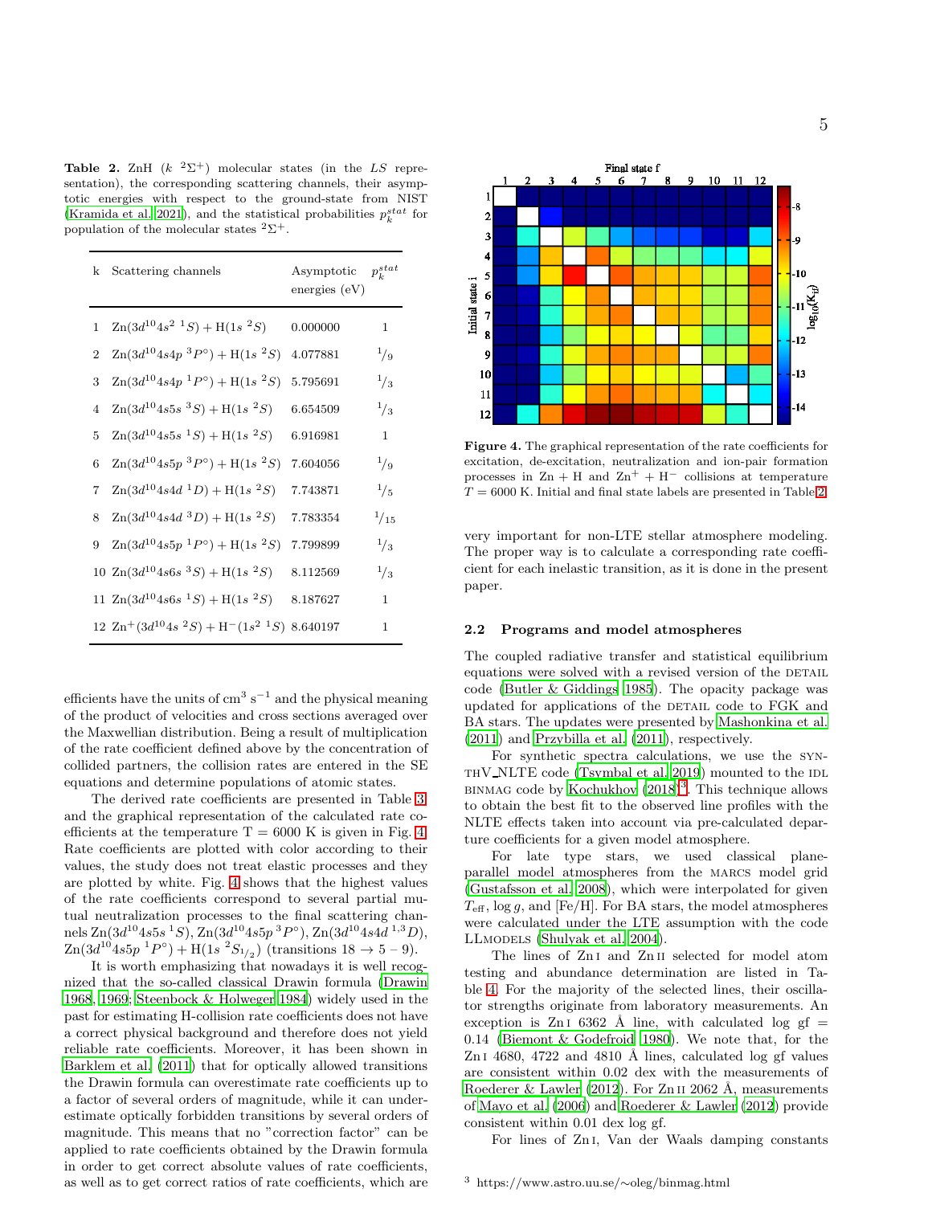**Table 2.** ZnH ($k\ ^2\Sigma^+$) molecular states (in the $LS$ representation), the corresponding scattering channels, their asymptotic energies with respect to the ground-state from NIST (Kramida et al. 2021), and the statistical probabilities $p_k^{stat}$ for population of the molecular states $^2\Sigma^+$.

| k | Scattering channels | Asymptotic energies (eV) | $p_k^{stat}$ |
|---|---|---|---|
| 1 | $\mathrm{Zn}(3d^{10}4s^2\ ^1S) + \mathrm{H}(1s\ ^2S)$ | 0.000000 | 1 |
| 2 | $\mathrm{Zn}(3d^{10}4s4p\ ^3P^{\circ}) + \mathrm{H}(1s\ ^2S)$ | 4.077881 | $^1/_9$ |
| 3 | $\mathrm{Zn}(3d^{10}4s4p\ ^1P^{\circ}) + \mathrm{H}(1s\ ^2S)$ | 5.795691 | $^1/_3$ |
| 4 | $\mathrm{Zn}(3d^{10}4s5s\ ^3S) + \mathrm{H}(1s\ ^2S)$ | 6.654509 | $^1/_3$ |
| 5 | $\mathrm{Zn}(3d^{10}4s5s\ ^1S) + \mathrm{H}(1s\ ^2S)$ | 6.916981 | 1 |
| 6 | $\mathrm{Zn}(3d^{10}4s5p\ ^3P^{\circ}) + \mathrm{H}(1s\ ^2S)$ | 7.604056 | $^1/_9$ |
| 7 | $\mathrm{Zn}(3d^{10}4s4d\ ^1D) + \mathrm{H}(1s\ ^2S)$ | 7.743871 | $^1/_5$ |
| 8 | $\mathrm{Zn}(3d^{10}4s4d\ ^3D) + \mathrm{H}(1s\ ^2S)$ | 7.783354 | $^1/_{15}$ |
| 9 | $\mathrm{Zn}(3d^{10}4s5p\ ^1P^{\circ}) + \mathrm{H}(1s\ ^2S)$ | 7.799899 | $^1/_3$ |
| 10 | $\mathrm{Zn}(3d^{10}4s6s\ ^3S) + \mathrm{H}(1s\ ^2S)$ | 8.112569 | $^1/_3$ |
| 11 | $\mathrm{Zn}(3d^{10}4s6s\ ^1S) + \mathrm{H}(1s\ ^2S)$ | 8.187627 | 1 |
| 12 | $\mathrm{Zn}^+(3d^{10}4s\ ^2S) + \mathrm{H}^-(1s^2\ ^1S)$ | 8.640197 | 1 |

efficients have the units of $\mathrm{cm}^3\ \mathrm{s}^{-1}$ and the physical meaning of the product of velocities and cross sections averaged over the Maxwellian distribution. Being a result of multiplication of the rate coefficient defined above by the concentration of collided partners, the collision rates are entered in the SE equations and determine populations of atomic states.

The derived rate coefficients are presented in Table 3 and the graphical representation of the calculated rate coefficients at the temperature T = 6000 K is given in Fig. 4. Rate coefficients are plotted with color according to their values, the study does not treat elastic processes and they are plotted by white. Fig. 4 shows that the highest values of the rate coefficients correspond to several partial mutual neutralization processes to the final scattering channels $\mathrm{Zn}(3d^{10}4s5s\ ^1S)$, $\mathrm{Zn}(3d^{10}4s5p\ ^3P^{\circ})$, $\mathrm{Zn}(3d^{10}4s4d\ ^{1,3}D)$, $\mathrm{Zn}(3d^{10}4s5p\ ^1P^{\circ}) + \mathrm{H}(1s\ ^2S_{1/2})$ (transitions $18 \rightarrow 5-9$).

It is worth emphasizing that nowadays it is well recognized that the so-called classical Drawin formula (Drawin 1968, 1969; Steenbock & Holweger 1984) widely used in the past for estimating H-collision rate coefficients does not have a correct physical background and therefore does not yield reliable rate coefficients. Moreover, it has been shown in Barklem et al. (2011) that for optically allowed transitions the Drawin formula can overestimate rate coefficients up to a factor of several orders of magnitude, while it can underestimate optically forbidden transitions by several orders of magnitude. This means that no "correction factor" can be applied to rate coefficients obtained by the Drawin formula in order to get correct absolute values of rate coefficients, as well as to get correct ratios of rate coefficients, which are very important for non-LTE stellar atmosphere modeling. The proper way is to calculate a corresponding rate coefficient for each inelastic transition, as it is done in the present paper.

**Figure 4.** The graphical representation of the rate coefficients for excitation, de-excitation, neutralization and ion-pair formation processes in Zn + H and $\mathrm{Zn}^+ + \mathrm{H}^-$ collisions at temperature $T = 6000$ K. Initial and final state labels are presented in Table 2.

## 2.2 Programs and model atmospheres

The coupled radiative transfer and statistical equilibrium equations were solved with a revised version of the DETAIL code (Butler & Giddings 1985). The opacity package was updated for applications of the DETAIL code to FGK and BA stars. The updates were presented by Mashonkina et al. (2011) and Przybilla et al. (2011), respectively.

For synthetic spectra calculations, we use the SYNTHV_NLTE code (Tsymbal et al. 2019) mounted to the IDL BINMAG code by Kochukhov (2018)[3]. This technique allows to obtain the best fit to the observed line profiles with the NLTE effects taken into account via pre-calculated departure coefficients for a given model atmosphere.

For late type stars, we used classical plane-parallel model atmospheres from the MARCS model grid (Gustafsson et al. 2008), which were interpolated for given $T_{\mathrm{eff}}$, $\log g$, and [Fe/H]. For BA stars, the model atmospheres were calculated under the LTE assumption with the code LLMODELS (Shulyak et al. 2004).

The lines of Zn I and Zn II selected for model atom testing and abundance determination are listed in Table 4. For the majority of the selected lines, their oscillator strengths originate from laboratory measurements. An exception is Zn I 6362 Å line, with calculated log gf = 0.14 (Biemont & Godefroid 1980). We note that, for the Zn I 4680, 4722 and 4810 Å lines, calculated log gf values are consistent within 0.02 dex with the measurements of Roederer & Lawler (2012). For Zn II 2062 Å, measurements of Mayo et al. (2006) and Roederer & Lawler (2012) provide consistent within 0.01 dex log gf.

For lines of Zn I, Van der Waals damping constants

[3] https://www.astro.uu.se/~oleg/binmag.html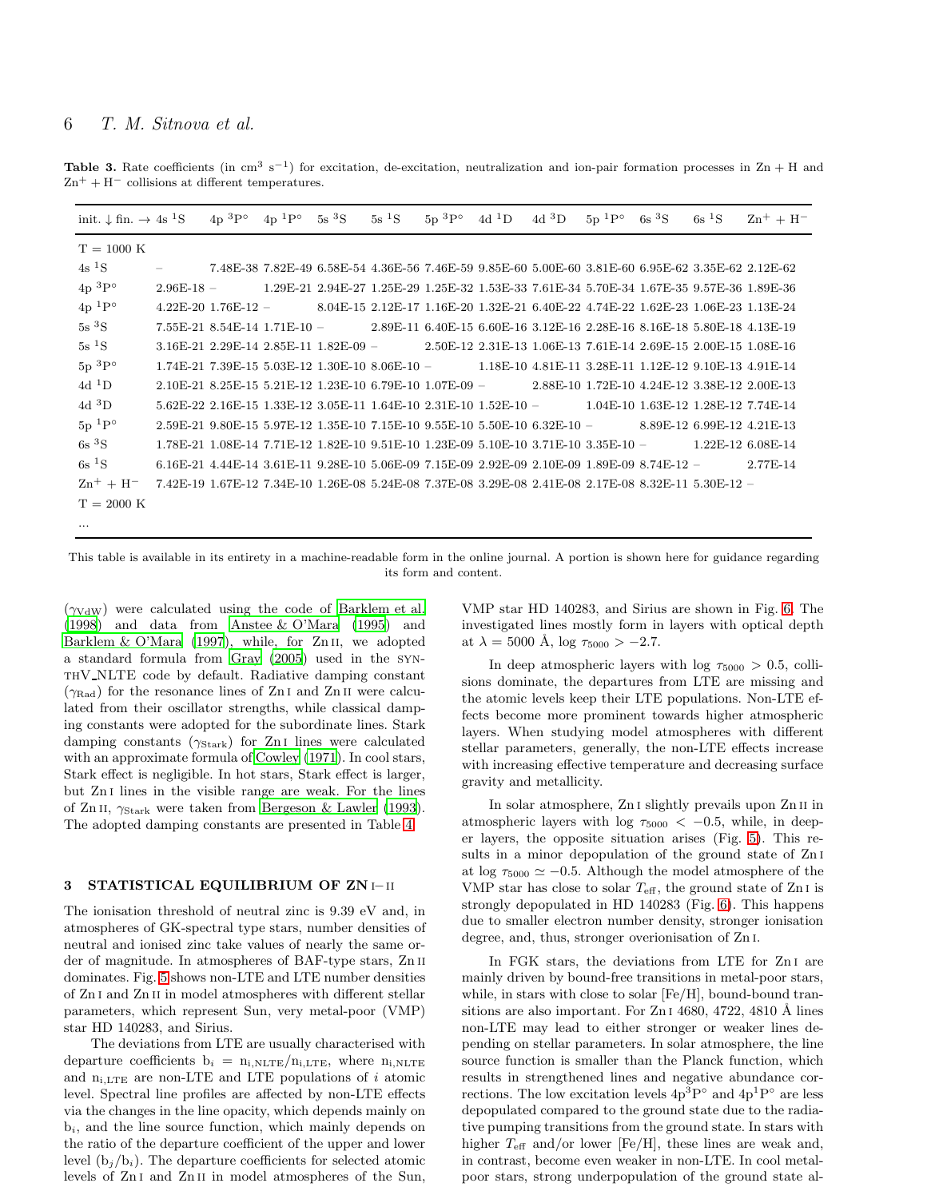**Table 3.** Rate coefficients (in $cm^3$ $s^{-1}$) for excitation, de-excitation, neutralization and ion-pair formation processes in Zn + H and $Zn^+ + H^-$ collisions at different temperatures.

| init. ↓ fin. → | 4s $^1$S | 4p $^3$P° | 4p $^1$P° | 5s $^3$S | 5s $^1$S | 5p $^3$P° | 4d $^1$D | 4d $^3$D | 5p $^1$P° | 6s $^3$S | 6s $^1$S | $Zn^+ + H^-$ |
|---|---|---|---|---|---|---|---|---|---|---|---|---|
| T = 1000 K | | | | | | | | | | | | |
| 4s $^1$S | – | 7.48E-38 | 7.82E-49 | 6.58E-54 | 4.36E-56 | 7.46E-59 | 9.85E-60 | 5.00E-60 | 3.81E-60 | 6.95E-62 | 3.35E-62 | 2.12E-62 |
| 4p $^3$P° | 2.96E-18 | – | 1.29E-21 | 2.94E-27 | 1.25E-29 | 1.25E-32 | 1.53E-33 | 7.61E-34 | 5.70E-34 | 1.67E-35 | 9.57E-36 | 1.89E-36 |
| 4p $^1$P° | 4.22E-20 | 1.76E-12 | – | 8.04E-15 | 2.12E-17 | 1.16E-20 | 1.32E-21 | 6.40E-22 | 4.74E-22 | 1.62E-23 | 1.06E-23 | 1.13E-24 |
| 5s $^3$S | 7.55E-21 | 8.54E-14 | 1.71E-10 | – | 2.89E-11 | 6.40E-15 | 6.60E-16 | 3.12E-16 | 2.28E-16 | 8.16E-18 | 5.80E-18 | 4.13E-19 |
| 5s $^1$S | 3.16E-21 | 2.29E-14 | 2.85E-11 | 1.82E-09 | – | 2.50E-12 | 2.31E-13 | 1.06E-13 | 7.61E-14 | 2.69E-15 | 2.00E-15 | 1.08E-16 |
| 5p $^3$P° | 1.74E-21 | 7.39E-15 | 5.03E-12 | 1.30E-10 | 8.06E-10 | – | 1.18E-10 | 4.81E-11 | 3.28E-11 | 1.12E-12 | 9.10E-13 | 4.91E-14 |
| 4d $^1$D | 2.10E-21 | 8.25E-15 | 5.21E-12 | 1.23E-10 | 6.79E-10 | 1.07E-09 | – | 2.88E-10 | 1.72E-10 | 4.24E-12 | 3.38E-12 | 2.00E-13 |
| 4d $^3$D | 5.62E-22 | 2.16E-15 | 1.33E-12 | 3.05E-11 | 1.64E-10 | 2.31E-10 | 1.52E-10 | – | 1.04E-10 | 1.63E-12 | 1.28E-12 | 7.74E-14 |
| 5p $^1$P° | 2.59E-21 | 9.80E-15 | 5.97E-12 | 1.35E-10 | 7.15E-10 | 9.55E-10 | 5.50E-10 | 6.32E-10 | – | 8.89E-12 | 6.99E-12 | 4.21E-13 |
| 6s $^3$S | 1.78E-21 | 1.08E-14 | 7.71E-12 | 1.82E-10 | 9.51E-10 | 1.23E-09 | 5.10E-10 | 3.71E-10 | 3.35E-10 | – | 1.22E-12 | 6.08E-14 |
| 6s $^1$S | 6.16E-21 | 4.44E-14 | 3.61E-11 | 9.28E-10 | 5.06E-09 | 7.15E-09 | 2.92E-09 | 2.10E-09 | 1.89E-09 | 8.74E-12 | – | 2.77E-14 |
| $Zn^+ + H^-$ | 7.42E-19 | 1.67E-12 | 7.34E-10 | 1.26E-08 | 5.24E-08 | 7.37E-08 | 3.29E-08 | 2.41E-08 | 2.17E-08 | 8.32E-11 | 5.30E-12 | – |
| T = 2000 K | | | | | | | | | | | | |
| ... | | | | | | | | | | | | |

This table is available in its entirety in a machine-readable form in the online journal. A portion is shown here for guidance regarding its form and content.

($\gamma_{VdW}$) were calculated using the code of Barklem et al. (1998) and data from Anstee & O'Mara (1995) and Barklem & O'Mara (1997), while, for Zn II, we adopted a standard formula from Gray (2005) used in the SYNTHV_NLTE code by default. Radiative damping constant ($\gamma_{Rad}$) for the resonance lines of Zn I and Zn II were calculated from their oscillator strengths, while classical damping constants were adopted for the subordinate lines. Stark damping constants ($\gamma_{Stark}$) for Zn I lines were calculated with an approximate formula of Cowley (1971). In cool stars, Stark effect is negligible. In hot stars, Stark effect is larger, but Zn I lines in the visible range are weak. For the lines of Zn II, $\gamma_{Stark}$ were taken from Bergeson & Lawler (1993). The adopted damping constants are presented in Table 4.

## 3 STATISTICAL EQUILIBRIUM OF ZN I–II

The ionisation threshold of neutral zinc is 9.39 eV and, in atmospheres of GK-spectral type stars, number densities of neutral and ionised zinc take values of nearly the same order of magnitude. In atmospheres of BAF-type stars, Zn II dominates. Fig. 5 shows non-LTE and LTE number densities of Zn I and Zn II in model atmospheres with different stellar parameters, which represent Sun, very metal-poor (VMP) star HD 140283, and Sirius.

The deviations from LTE are usually characterised with departure coefficients $b_i = n_{i,NLTE}/n_{i,LTE}$, where $n_{i,NLTE}$ and $n_{i,LTE}$ are non-LTE and LTE populations of $i$ atomic level. Spectral line profiles are affected by non-LTE effects via the changes in the line opacity, which depends mainly on $b_i$, and the line source function, which mainly depends on the ratio of the departure coefficient of the upper and lower level ($b_j/b_i$). The departure coefficients for selected atomic levels of Zn I and Zn II in model atmospheres of the Sun, VMP star HD 140283, and Sirius are shown in Fig. 6. The investigated lines mostly form in layers with optical depth at $\lambda$ = 5000 Å, $\log \tau_{5000} > -2.7$.

In deep atmospheric layers with $\log \tau_{5000} > 0.5$, collisions dominate, the departures from LTE are missing and the atomic levels keep their LTE populations. Non-LTE effects become more prominent towards higher atmospheric layers. When studying model atmospheres with different stellar parameters, generally, the non-LTE effects increase with increasing effective temperature and decreasing surface gravity and metallicity.

In solar atmosphere, Zn I slightly prevails upon Zn II in atmospheric layers with $\log \tau_{5000} < -0.5$, while, in deeper layers, the opposite situation arises (Fig. 5). This results in a minor depopulation of the ground state of Zn I at $\log \tau_{5000} \simeq -0.5$. Although the model atmosphere of the VMP star has close to solar $T_{\rm eff}$, the ground state of Zn I is strongly depopulated in HD 140283 (Fig. 6). This happens due to smaller electron number density, stronger ionisation degree, and, thus, stronger overionisation of Zn I.

In FGK stars, the deviations from LTE for Zn I are mainly driven by bound-free transitions in metal-poor stars, while, in stars with close to solar [Fe/H], bound-bound transitions are also important. For Zn I 4680, 4722, 4810 Å lines non-LTE may lead to either stronger or weaker lines depending on stellar parameters. In solar atmosphere, the line source function is smaller than the Planck function, which results in strengthened lines and negative abundance corrections. The low excitation levels 4p$^3$P° and 4p$^1$P° are less depopulated compared to the ground state due to the radiative pumping transitions from the ground state. In stars with higher $T_{\rm eff}$ and/or lower [Fe/H], these lines are weak and, in contrast, become even weaker in non-LTE. In cool metal-poor stars, strong underpopulation of the ground state al-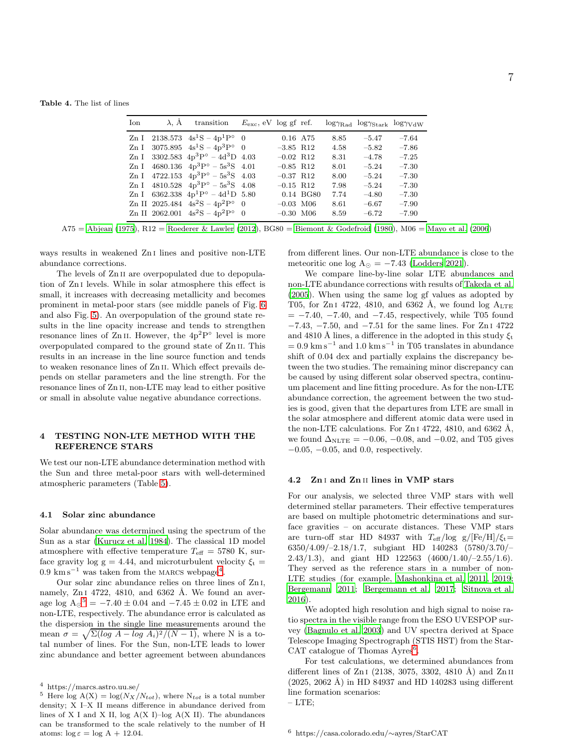**Table 4.** The list of lines

| Ion | λ, Å | transition | $E_{\rm exc}$, eV | log gf | ref. | log$\gamma_{\rm Rad}$ | log$\gamma_{\rm Stark}$ | log$\gamma_{\rm VdW}$ |
|---|---|---|---|---|---|---|---|---|
| Zn I | 2138.573 | $4s^1S - 4p^1P^{\circ}$ | 0 | 0.16 | A75 | 8.85 | –5.47 | –7.64 |
| Zn I | 3075.895 | $4s^1S - 4p^3P^{\circ}$ | 0 | –3.85 | R12 | 4.58 | –5.82 | –7.86 |
| Zn I | 3302.583 | $4p^3P^{\circ} - 4d^3D$ | 4.03 | –0.02 | R12 | 8.31 | –4.78 | –7.25 |
| Zn I | 4680.136 | $4p^3P^{\circ} - 5s^3S$ | 4.01 | –0.85 | R12 | 8.01 | –5.24 | –7.30 |
| Zn I | 4722.153 | $4p^3P^{\circ} - 5s^3S$ | 4.03 | –0.37 | R12 | 8.00 | –5.24 | –7.30 |
| Zn I | 4810.528 | $4p^3P^{\circ} - 5s^3S$ | 4.08 | –0.15 | R12 | 7.98 | –5.24 | –7.30 |
| Zn I | 6362.338 | $4p^1P^{\circ} - 4d^1D$ | 5.80 | 0.14 | BG80 | 7.74 | –4.80 | –7.30 |
| Zn II | 2025.484 | $4s^2S - 4p^2P^{\circ}$ | 0 | –0.03 | M06 | 8.61 | –6.67 | –7.90 |
| Zn II | 2062.001 | $4s^2S - 4p^2P^{\circ}$ | 0 | –0.30 | M06 | 8.59 | –6.72 | –7.90 |

A75 = Abjean (1975), R12 = Roederer & Lawler (2012), BG80 = Biemont & Godefroid (1980), M06 = Mayo et al. (2006)

ways results in weakened Zn I lines and positive non-LTE abundance corrections.

The levels of Zn II are overpopulated due to depopulation of Zn I levels. While in solar atmosphere this effect is small, it increases with decreasing metallicity and becomes prominent in metal-poor stars (see middle panels of Fig. 6 and also Fig. 5). An overpopulation of the ground state results in the line opacity increase and tends to strengthen resonance lines of Zn II. However, the $4p^2P^{\circ}$ level is more overpopulated compared to the ground state of Zn II. This results in an increase in the line source function and tends to weaken resonance lines of Zn II. Which effect prevails depends on stellar parameters and the line strength. For the resonance lines of Zn II, non-LTE may lead to either positive or small in absolute value negative abundance corrections.

## 4 TESTING NON-LTE METHOD WITH THE REFERENCE STARS

We test our non-LTE abundance determination method with the Sun and three metal-poor stars with well-determined atmospheric parameters (Table 5).

### 4.1 Solar zinc abundance

Solar abundance was determined using the spectrum of the Sun as a star (Kurucz et al. 1984). The classical 1D model atmosphere with effective temperature $T_{\rm eff}$ = 5780 K, surface gravity log g = 4.44, and microturbulent velocity $\xi_{\rm t}$ = 0.9 km s$^{-1}$ was taken from the MARCS webpage[4].

Our solar zinc abundance relies on three lines of Zn I, namely, Zn I 4722, 4810, and 6362 Å. We found an average log $A_{\odot}$[5] = −7.40 ± 0.04 and −7.45 ± 0.02 in LTE and non-LTE, respectively. The abundance error is calculated as the dispersion in the single line measurements around the mean $\sigma = \sqrt{\Sigma(log\ A - log\ A_i)^2/(N-1)}$, where N is a total number of lines. For the Sun, non-LTE leads to lower zinc abundance and better agreement between abundances from different lines. Our non-LTE abundance is close to the meteoritic one log $A_{\odot}$ = −7.43 (Lodders 2021).

We compare line-by-line solar LTE abundances and non-LTE abundance corrections with results of Takeda et al. (2005). When using the same log gf values as adopted by T05, for Zn I 4722, 4810, and 6362 Å, we found log $A_{\rm LTE}$ = −7.40, −7.40, and −7.45, respectively, while T05 found −7.43, −7.50, and −7.51 for the same lines. For Zn I 4722 and 4810 Å lines, a difference in the adopted in this study $\xi_{\rm t}$ = 0.9 km s$^{-1}$ and 1.0 km s$^{-1}$ in T05 translates in abundance shift of 0.04 dex and partially explains the discrepancy between the two studies. The remaining minor discrepancy can be caused by using different solar observed spectra, continuum placement and line fitting procedure. As for the non-LTE abundance correction, the agreement between the two studies is good, given that the departures from LTE are small in the solar atmosphere and different atomic data were used in the non-LTE calculations. For Zn I 4722, 4810, and 6362 Å, we found $\Delta_{\rm NLTE}$ = −0.06, −0.08, and −0.02, and T05 gives −0.05, −0.05, and 0.0, respectively.

### 4.2 Zn I and Zn II lines in VMP stars

For our analysis, we selected three VMP stars with well determined stellar parameters. Their effective temperatures are based on multiple photometric determinations and surface gravities – on accurate distances. These VMP stars are turn-off star HD 84937 with $T_{\rm eff}$/log g/[Fe/H]/$\xi_{\rm t}$= 6350/4.09/–2.18/1.7, subgiant HD 140283 (5780/3.70/–2.43/1.3), and giant HD 122563 (4600/1.40/–2.55/1.6). They served as the reference stars in a number of non-LTE studies (for example, Mashonkina et al. 2011, 2019; Bergemann 2011; Bergemann et al. 2017; Sitnova et al. 2016).

We adopted high resolution and high signal to noise ratio spectra in the visible range from the ESO UVESPOP survey (Bagnulo et al. 2003) and UV spectra derived at Space Telescope Imaging Spectrograph (STIS HST) from the StarCAT catalogue of Thomas Ayres[6].

For test calculations, we determined abundances from different lines of Zn I (2138, 3075, 3302, 4810 Å) and Zn II (2025, 2062 Å) in HD 84937 and HD 140283 using different line formation scenarios:

– LTE;

[4] https://marcs.astro.uu.se/

[5] Here log A(X) = log($N_X/N_{tot}$), where $N_{tot}$ is a total number density; X I–X II means difference in abundance derived from lines of X I and X II, log A(X I)–log A(X II). The abundances can be transformed to the scale relatively to the number of H atoms: log ε = log A + 12.04.

[6] https://casa.colorado.edu/∼ayres/StarCAT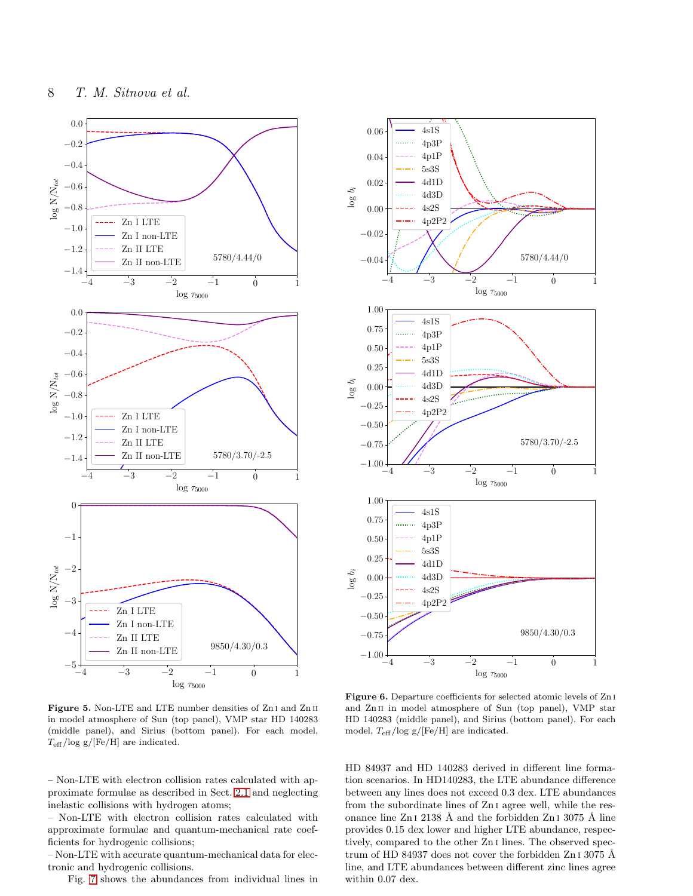**Figure 5.** Non-LTE and LTE number densities of Zn I and Zn II in model atmosphere of Sun (top panel), VMP star HD 140283 (middle panel), and Sirius (bottom panel). For each model, $T_{\rm eff}$/log g/[Fe/H] are indicated.

**Figure 6.** Departure coefficients for selected atomic levels of Zn I and Zn II in model atmosphere of Sun (top panel), VMP star HD 140283 (middle panel), and Sirius (bottom panel). For each model, $T_{\rm eff}$/log g/[Fe/H] are indicated.

– Non-LTE with electron collision rates calculated with approximate formulae as described in Sect. 2.1 and neglecting inelastic collisions with hydrogen atoms;
– Non-LTE with electron collision rates calculated with approximate formulae and quantum-mechanical rate coefficients for hydrogenic collisions;
– Non-LTE with accurate quantum-mechanical data for electronic and hydrogenic collisions.

Fig. 7 shows the abundances from individual lines in HD 84937 and HD 140283 derived in different line formation scenarios. In HD140283, the LTE abundance difference between any lines does not exceed 0.3 dex. LTE abundances from the subordinate lines of Zn I agree well, while the resonance line Zn I 2138 Å and the forbidden Zn I 3075 Å line provides 0.15 dex lower and higher LTE abundance, respectively, compared to the other Zn I lines. The observed spectrum of HD 84937 does not cover the forbidden Zn I 3075 Å line, and LTE abundances between different zinc lines agree within 0.07 dex.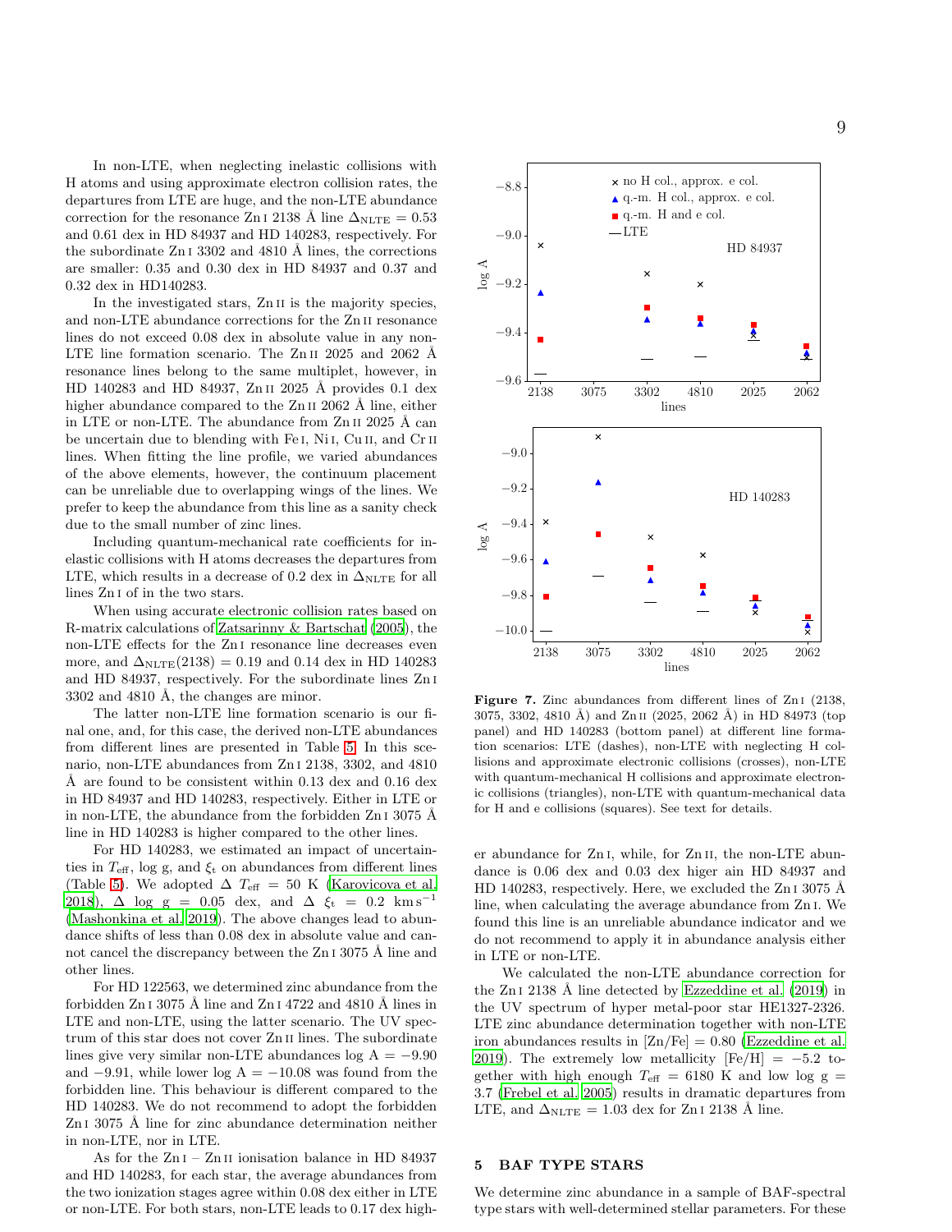In non-LTE, when neglecting inelastic collisions with H atoms and using approximate electron collision rates, the departures from LTE are huge, and the non-LTE abundance correction for the resonance Zn I 2138 Å line $\Delta_{\rm NLTE}$ = 0.53 and 0.61 dex in HD 84937 and HD 140283, respectively. For the subordinate Zn I 3302 and 4810 Å lines, the corrections are smaller: 0.35 and 0.30 dex in HD 84937 and 0.37 and 0.32 dex in HD140283.

In the investigated stars, Zn II is the majority species, and non-LTE abundance corrections for the Zn II resonance lines do not exceed 0.08 dex in absolute value in any non-LTE line formation scenario. The Zn II 2025 and 2062 Å resonance lines belong to the same multiplet, however, in HD 140283 and HD 84937, Zn II 2025 Å provides 0.1 dex higher abundance compared to the Zn II 2062 Å line, either in LTE or non-LTE. The abundance from Zn II 2025 Å can be uncertain due to blending with Fe I, Ni I, Cu II, and Cr II lines. When fitting the line profile, we varied abundances of the above elements, however, the continuum placement can be unreliable due to overlapping wings of the lines. We prefer to keep the abundance from this line as a sanity check due to the small number of zinc lines.

Including quantum-mechanical rate coefficients for inelastic collisions with H atoms decreases the departures from LTE, which results in a decrease of 0.2 dex in $\Delta_{\rm NLTE}$ for all lines Zn I of in the two stars.

When using accurate electronic collision rates based on R-matrix calculations of Zatsarinny & Bartschat (2005), the non-LTE effects for the Zn I resonance line decreases even more, and $\Delta_{\rm NLTE}(2138)$ = 0.19 and 0.14 dex in HD 140283 and HD 84937, respectively. For the subordinate lines Zn I 3302 and 4810 Å, the changes are minor.

The latter non-LTE line formation scenario is our final one, and, for this case, the derived non-LTE abundances from different lines are presented in Table 5. In this scenario, non-LTE abundances from Zn I 2138, 3302, and 4810 Å are found to be consistent within 0.13 dex and 0.16 dex in HD 84937 and HD 140283, respectively. Either in LTE or in non-LTE, the abundance from the forbidden Zn I 3075 Å line in HD 140283 is higher compared to the other lines.

For HD 140283, we estimated an impact of uncertainties in $T_{\rm eff}$, log g, and $\xi_{\rm t}$ on abundances from different lines (Table 5). We adopted $\Delta$ $T_{\rm eff}$ = 50 K (Karovicova et al. 2018), $\Delta$ log g = 0.05 dex, and $\Delta$ $\xi_{\rm t}$ = 0.2 km s$^{-1}$ (Mashonkina et al. 2019). The above changes lead to abundance shifts of less than 0.08 dex in absolute value and cannot cancel the discrepancy between the Zn I 3075 Å line and other lines.

For HD 122563, we determined zinc abundance from the forbidden Zn I 3075 Å line and Zn I 4722 and 4810 Å lines in LTE and non-LTE, using the latter scenario. The UV spectrum of this star does not cover Zn II lines. The subordinate lines give very similar non-LTE abundances log A = −9.90 and −9.91, while lower log A = −10.08 was found from the forbidden line. This behaviour is different compared to the HD 140283. We do not recommend to adopt the forbidden Zn I 3075 Å line for zinc abundance determination neither in non-LTE, nor in LTE.

As for the Zn I – Zn II ionisation balance in HD 84937 and HD 140283, for each star, the average abundances from the two ionization stages agree within 0.08 dex either in LTE or non-LTE. For both stars, non-LTE leads to 0.17 dex higher abundance for Zn I, while, for Zn II, the non-LTE abundance is 0.06 dex and 0.03 dex higer ain HD 84937 and HD 140283, respectively. Here, we excluded the Zn I 3075 Å line, when calculating the average abundance from Zn I. We found this line is an unreliable abundance indicator and we do not recommend to apply it in abundance analysis either in LTE or non-LTE.

We calculated the non-LTE abundance correction for the Zn I 2138 Å line detected by Ezzeddine et al. (2019) in the UV spectrum of hyper metal-poor star HE1327-2326. LTE zinc abundance determination together with non-LTE iron abundances results in [Zn/Fe] = 0.80 (Ezzeddine et al. 2019). The extremely low metallicity [Fe/H] = −5.2 together with high enough $T_{\rm eff}$ = 6180 K and low log g = 3.7 (Frebel et al. 2005) results in dramatic departures from LTE, and $\Delta_{\rm NLTE}$ = 1.03 dex for Zn I 2138 Å line.

**Figure 7.** Zinc abundances from different lines of Zn I (2138, 3075, 3302, 4810 Å) and Zn II (2025, 2062 Å) in HD 84973 (top panel) and HD 140283 (bottom panel) at different line formation scenarios: LTE (dashes), non-LTE with neglecting H collisions and approximate electronic collisions (crosses), non-LTE with quantum-mechanical H collisions and approximate electronic collisions (triangles), non-LTE with quantum-mechanical data for H and e collisions (squares). See text for details.

## 5 BAF TYPE STARS

We determine zinc abundance in a sample of BAF-spectral type stars with well-determined stellar parameters. For these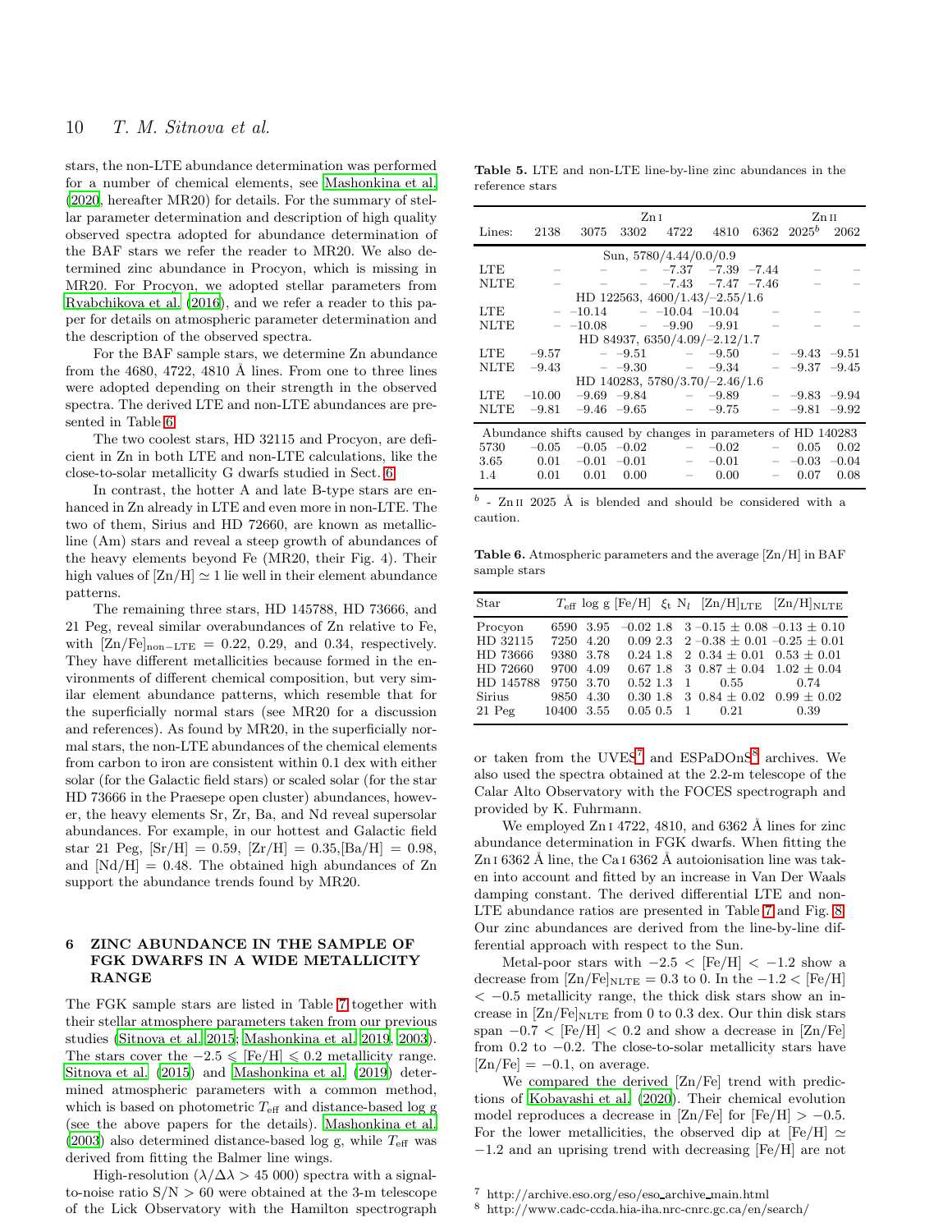stars, the non-LTE abundance determination was performed for a number of chemical elements, see Mashonkina et al. (2020, hereafter MR20) for details. For the summary of stellar parameter determination and description of high quality observed spectra adopted for abundance determination of the BAF stars we refer the reader to MR20. We also determined zinc abundance in Procyon, which is missing in MR20. For Procyon, we adopted stellar parameters from Ryabchikova et al. (2016), and we refer a reader to this paper for details on atmospheric parameter determination and the description of the observed spectra.

For the BAF sample stars, we determine Zn abundance from the 4680, 4722, 4810 Å lines. From one to three lines were adopted depending on their strength in the observed spectra. The derived LTE and non-LTE abundances are presented in Table 6.

The two coolest stars, HD 32115 and Procyon, are deficient in Zn in both LTE and non-LTE calculations, like the close-to-solar metallicity G dwarfs studied in Sect. 6.

In contrast, the hotter A and late B-type stars are enhanced in Zn already in LTE and even more in non-LTE. The two of them, Sirius and HD 72660, are known as metallic-line (Am) stars and reveal a steep growth of abundances of the heavy elements beyond Fe (MR20, their Fig. 4). Their high values of [Zn/H] $\simeq$ 1 lie well in their element abundance patterns.

The remaining three stars, HD 145788, HD 73666, and 21 Peg, reveal similar overabundances of Zn relative to Fe, with $\mathrm{[Zn/Fe]_{non-LTE}}$ = 0.22, 0.29, and 0.34, respectively. They have different metallicities because formed in the environments of different chemical composition, but very similar element abundance patterns, which resemble that for the superficially normal stars (see MR20 for a discussion and references). As found by MR20, in the superficially normal stars, the non-LTE abundances of the chemical elements from carbon to iron are consistent within 0.1 dex with either solar (for the Galactic field stars) or scaled solar (for the star HD 73666 in the Praesepe open cluster) abundances, however, the heavy elements Sr, Zr, Ba, and Nd reveal supersolar abundances. For example, in our hottest and Galactic field star 21 Peg, [Sr/H] = 0.59, [Zr/H] = 0.35,[Ba/H] = 0.98, and [Nd/H] = 0.48. The obtained high abundances of Zn support the abundance trends found by MR20.

**Table 5.** LTE and non-LTE line-by-line zinc abundances in the reference stars

| | Zn I | | | | | | Zn II | |
|---|---|---|---|---|---|---|---|---|
| Lines: | 2138 | 3075 | 3302 | 4722 | 4810 | 6362 | 2025$^b$ | 2062 |
| | | | Sun, 5780/4.44/0.0/0.9 | | | | | |
| LTE | – | – | – | −7.37 | −7.39 | −7.44 | – | – |
| NLTE | – | – | – | −7.43 | −7.47 | −7.46 | – | – |
| | | | HD 122563, 4600/1.43/−2.55/1.6 | | | | | |
| LTE | – | −10.14 | – | −10.04 | −10.04 | – | – | – |
| NLTE | – | −10.08 | – | −9.90 | −9.91 | – | – | – |
| | | | HD 84937, 6350/4.09/−2.12/1.7 | | | | | |
| LTE | −9.57 | – | −9.51 | – | −9.50 | – | −9.43 | −9.51 |
| NLTE | −9.43 | – | −9.30 | – | −9.34 | – | −9.37 | −9.45 |
| | | | HD 140283, 5780/3.70/−2.46/1.6 | | | | | |
| LTE | −10.00 | −9.69 | −9.84 | – | −9.89 | – | −9.83 | −9.94 |
| NLTE | −9.81 | −9.46 | −9.65 | – | −9.75 | – | −9.81 | −9.92 |
| Abundance shifts caused by changes in parameters of HD 140283 | | | | | | | | |
| 5730 | −0.05 | −0.05 | −0.02 | – | −0.02 | – | 0.05 | 0.02 |
| 3.65 | 0.01 | −0.01 | −0.01 | – | −0.01 | – | −0.03 | −0.04 |
| 1.4 | 0.01 | 0.01 | 0.00 | – | 0.00 | – | 0.07 | 0.08 |

$^b$ - Zn II 2025 Å is blended and should be considered with a caution.

**Table 6.** Atmospheric parameters and the average [Zn/H] in BAF sample stars

| Star | $T_{\rm eff}$ | log g | [Fe/H] | $\xi_t$ | $N_l$ | $\mathrm{[Zn/H]_{LTE}}$ | $\mathrm{[Zn/H]_{NLTE}}$ |
|---|---|---|---|---|---|---|---|
| Procyon | 6590 | 3.95 | −0.02 | 1.8 | 3 | −0.15 ± 0.08 | −0.13 ± 0.10 |
| HD 32115 | 7250 | 4.20 | 0.09 | 2.3 | 2 | −0.38 ± 0.01 | −0.25 ± 0.01 |
| HD 73666 | 9380 | 3.78 | 0.24 | 1.8 | 2 | 0.34 ± 0.01 | 0.53 ± 0.01 |
| HD 72660 | 9700 | 4.09 | 0.67 | 1.8 | 3 | 0.87 ± 0.04 | 1.02 ± 0.04 |
| HD 145788 | 9750 | 3.70 | 0.52 | 1.3 | 1 | 0.55 | 0.74 |
| Sirius | 9850 | 4.30 | 0.30 | 1.8 | 3 | 0.84 ± 0.02 | 0.99 ± 0.02 |
| 21 Peg | 10400 | 3.55 | 0.05 | 0.5 | 1 | 0.21 | 0.39 |

## 6 ZINC ABUNDANCE IN THE SAMPLE OF FGK DWARFS IN A WIDE METALLICITY RANGE

The FGK sample stars are listed in Table 7 together with their stellar atmosphere parameters taken from our previous studies (Sitnova et al. 2015; Mashonkina et al. 2019, 2003). The stars cover the $-2.5 \leqslant$ [Fe/H] $\leqslant 0.2$ metallicity range. Sitnova et al. (2015) and Mashonkina et al. (2019) determined atmospheric parameters with a common method, which is based on photometric $T_{\rm eff}$ and distance-based log g (see the above papers for the details). Mashonkina et al. (2003) also determined distance-based log g, while $T_{\rm eff}$ was derived from fitting the Balmer line wings.

High-resolution ($\lambda/\Delta\lambda$ > 45 000) spectra with a signal-to-noise ratio S/N > 60 were obtained at the 3-m telescope of the Lick Observatory with the Hamilton spectrograph or taken from the UVES[7] and ESPaDOnS[8] archives. We also used the spectra obtained at the 2.2-m telescope of the Calar Alto Observatory with the FOCES spectrograph and provided by K. Fuhrmann.

We employed Zn I 4722, 4810, and 6362 Å lines for zinc abundance determination in FGK dwarfs. When fitting the Zn I 6362 Å line, the Ca I 6362 Å autoionisation line was taken into account and fitted by an increase in Van Der Waals damping constant. The derived differential LTE and non-LTE abundance ratios are presented in Table 7 and Fig. 8. Our zinc abundances are derived from the line-by-line differential approach with respect to the Sun.

Metal-poor stars with $-2.5 <$ [Fe/H] $< -1.2$ show a decrease from $\mathrm{[Zn/Fe]_{NLTE}}$ = 0.3 to 0. In the $-1.2 <$ [Fe/H] $< -0.5$ metallicity range, the thick disk stars show an increase in $\mathrm{[Zn/Fe]_{NLTE}}$ from 0 to 0.3 dex. Our thin disk stars span $-0.7 <$ [Fe/H] $< 0.2$ and show a decrease in [Zn/Fe] from 0.2 to −0.2. The close-to-solar metallicity stars have [Zn/Fe] = −0.1, on average.

We compared the derived [Zn/Fe] trend with predictions of Kobayashi et al. (2020). Their chemical evolution model reproduces a decrease in [Zn/Fe] for [Fe/H] > −0.5. For the lower metallicities, the observed dip at [Fe/H] $\simeq$ −1.2 and an uprising trend with decreasing [Fe/H] are not

[7] http://archive.eso.org/eso/eso_archive_main.html
[8] http://www.cadc-ccda.hia-iha.nrc-cnrc.gc.ca/en/search/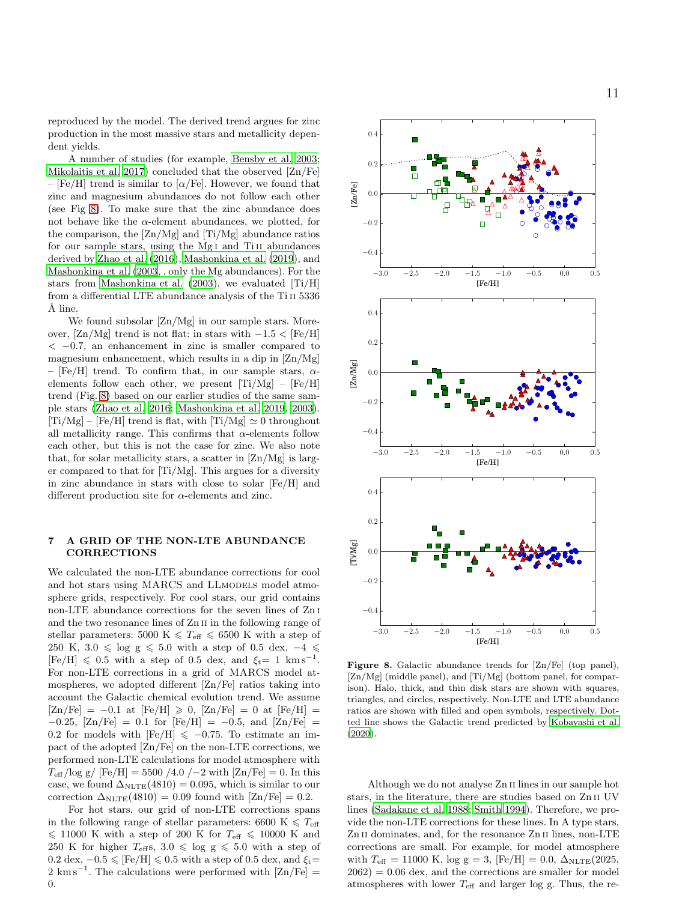reproduced by the model. The derived trend argues for zinc production in the most massive stars and metallicity dependent yields.

A number of studies (for example, Bensby et al. 2003; Mikolaitis et al. 2017) concluded that the observed [Zn/Fe] – [Fe/H] trend is similar to [$\alpha$/Fe]. However, we found that zinc and magnesium abundances do not follow each other (see Fig 8). To make sure that the zinc abundance does not behave like the $\alpha$-element abundances, we plotted, for the comparison, the [Zn/Mg] and [Ti/Mg] abundance ratios for our sample stars, using the Mg I and Ti II abundances derived by Zhao et al. (2016), Mashonkina et al. (2019), and Mashonkina et al. (2003, , only the Mg abundances). For the stars from Mashonkina et al. (2003), we evaluated [Ti/H] from a differential LTE abundance analysis of the Ti II 5336 Å line.

We found subsolar [Zn/Mg] in our sample stars. Moreover, [Zn/Mg] trend is not flat: in stars with $-1.5 <$ [Fe/H] $< -0.7$, an enhancement in zinc is smaller compared to magnesium enhancement, which results in a dip in [Zn/Mg] – [Fe/H] trend. To confirm that, in our sample stars, $\alpha$-elements follow each other, we present [Ti/Mg] – [Fe/H] trend (Fig. 8) based on our earlier studies of the same sample stars (Zhao et al. 2016; Mashonkina et al. 2019, 2003). [Ti/Mg] – [Fe/H] trend is flat, with [Ti/Mg] $\simeq 0$ throughout all metallicity range. This confirms that $\alpha$-elements follow each other, but this is not the case for zinc. We also note that, for solar metallicity stars, a scatter in [Zn/Mg] is larger compared to that for [Ti/Mg]. This argues for a diversity in zinc abundance in stars with close to solar [Fe/H] and different production site for $\alpha$-elements and zinc.

Figure 8. Galactic abundance trends for [Zn/Fe] (top panel), [Zn/Mg] (middle panel), and [Ti/Mg] (bottom panel, for comparison). Halo, thick, and thin disk stars are shown with squares, triangles, and circles, respectively. Non-LTE and LTE abundance ratios are shown with filled and open symbols, respectively. Dotted line shows the Galactic trend predicted by Kobayashi et al. (2020).

## 7 A GRID OF THE NON-LTE ABUNDANCE CORRECTIONS

We calculated the non-LTE abundance corrections for cool and hot stars using MARCS and LLMODELS model atmosphere grids, respectively. For cool stars, our grid contains non-LTE abundance corrections for the seven lines of Zn I and the two resonance lines of Zn II in the following range of stellar parameters: 5000 K $\leqslant T_{\rm eff} \leqslant$ 6500 K with a step of 250 K, 3.0 $\leqslant$ log g $\leqslant$ 5.0 with a step of 0.5 dex, $-4 \leqslant$ [Fe/H] $\leqslant 0.5$ with a step of 0.5 dex, and $\xi_{\rm t}$= 1 km s$^{-1}$. For non-LTE corrections in a grid of MARCS model atmospheres, we adopted different [Zn/Fe] ratios taking into account the Galactic chemical evolution trend. We assume [Zn/Fe] = $-0.1$ at [Fe/H] $\geqslant 0$, [Zn/Fe] = 0 at [Fe/H] = $-0.25$, [Zn/Fe] = 0.1 for [Fe/H] = $-0.5$, and [Zn/Fe] = 0.2 for models with [Fe/H] $\leqslant -0.75$. To estimate an impact of the adopted [Zn/Fe] on the non-LTE corrections, we performed non-LTE calculations for model atmosphere with $T_{\rm eff}$/log g/ [Fe/H] = 5500 /4.0 /$-2$ with [Zn/Fe] = 0. In this case, we found $\Delta_{\rm NLTE}(4810) = 0.095$, which is similar to our correction $\Delta_{\rm NLTE}(4810) = 0.09$ found with [Zn/Fe] = 0.2.

For hot stars, our grid of non-LTE corrections spans in the following range of stellar parameters: 6600 K $\leqslant T_{\rm eff} \leqslant$ 11000 K with a step of 200 K for $T_{\rm eff} \leqslant$ 10000 K and 250 K for higher $T_{\rm eff}$s, 3.0 $\leqslant$ log g $\leqslant$ 5.0 with a step of 0.2 dex, $-0.5 \leqslant$ [Fe/H] $\leqslant 0.5$ with a step of 0.5 dex, and $\xi_{\rm t}$= 2 km s$^{-1}$. The calculations were performed with [Zn/Fe] = 0.

Although we do not analyse Zn II lines in our sample hot stars, in the literature, there are studies based on Zn II UV lines (Sadakane et al. 1988; Smith 1994). Therefore, we provide the non-LTE corrections for these lines. In A type stars, Zn II dominates, and, for the resonance Zn II lines, non-LTE corrections are small. For example, for model atmosphere with $T_{\rm eff}$ = 11000 K, log g = 3, [Fe/H] = 0.0, $\Delta_{\rm NLTE}$(2025, 2062) = 0.06 dex, and the corrections are smaller for model atmospheres with lower $T_{\rm eff}$ and larger log g. Thus, the re-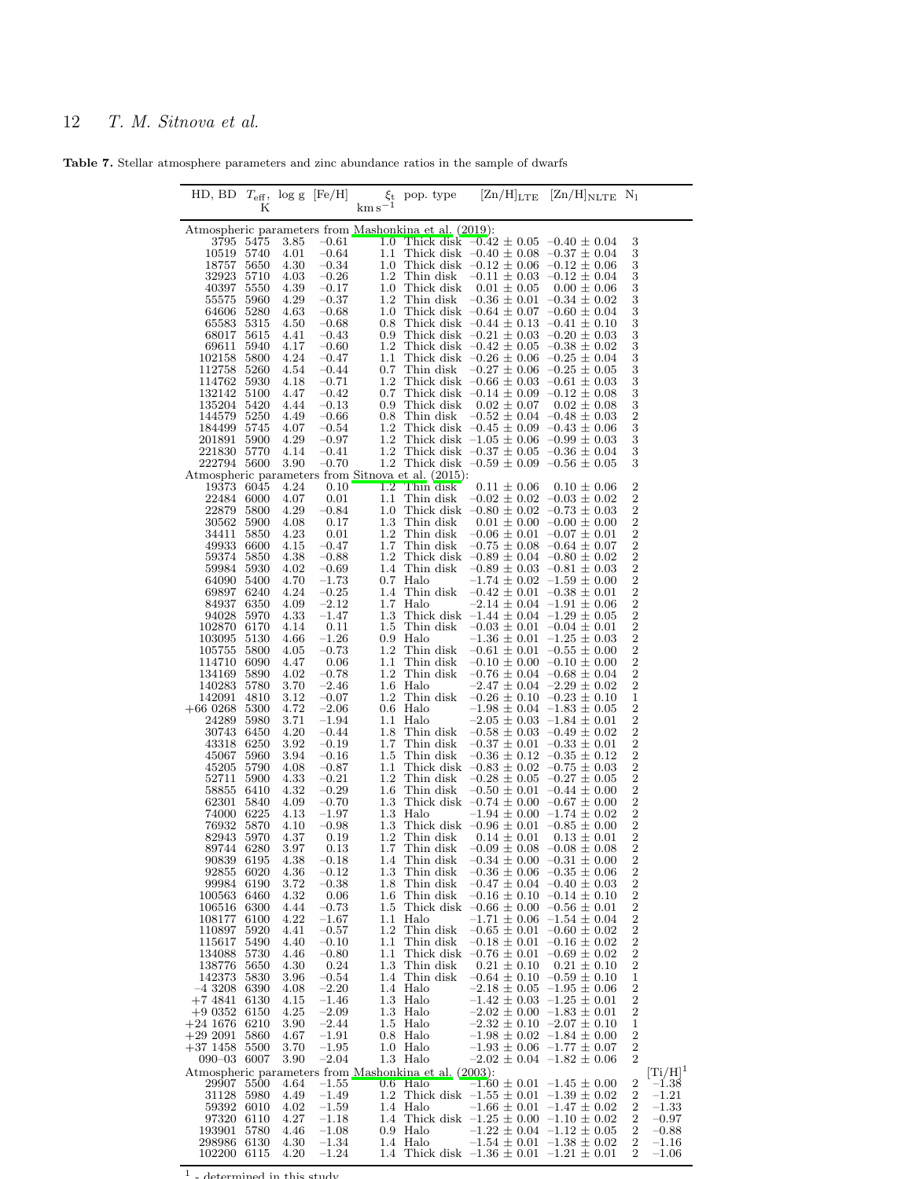**Table 7.** Stellar atmosphere parameters and zinc abundance ratios in the sample of dwarfs

| HD, BD | $T_{\rm eff}$, K | log g | [Fe/H] | $\xi_t$ km s$^{-1}$ | pop. type | [Zn/H]$_{\rm LTE}$ | [Zn/H]$_{\rm NLTE}$ | N$_l$ | |
|---|---|---|---|---|---|---|---|---|---|
| Atmospheric parameters from Mashonkina et al. (2019): | | | | | | | | | |
| 3795 | 5475 | 3.85 | −0.61 | 1.0 | Thick disk | −0.42 ± 0.05 | −0.40 ± 0.04 | 3 | |
| 10519 | 5740 | 4.01 | −0.64 | 1.1 | Thick disk | −0.40 ± 0.08 | −0.37 ± 0.04 | 3 | |
| 18757 | 5650 | 4.30 | −0.34 | 1.0 | Thick disk | −0.12 ± 0.06 | −0.12 ± 0.06 | 3 | |
| 32923 | 5710 | 4.03 | −0.26 | 1.2 | Thin disk | −0.11 ± 0.03 | −0.12 ± 0.04 | 3 | |
| 40397 | 5550 | 4.39 | −0.17 | 1.0 | Thick disk | 0.01 ± 0.05 | 0.00 ± 0.06 | 3 | |
| 55575 | 5960 | 4.29 | −0.37 | 1.2 | Thin disk | −0.36 ± 0.01 | −0.34 ± 0.02 | 3 | |
| 64606 | 5280 | 4.63 | −0.68 | 1.0 | Thick disk | −0.64 ± 0.07 | −0.60 ± 0.04 | 3 | |
| 65583 | 5315 | 4.50 | −0.68 | 0.8 | Thick disk | −0.44 ± 0.13 | −0.41 ± 0.10 | 3 | |
| 68017 | 5615 | 4.41 | −0.43 | 0.9 | Thick disk | −0.21 ± 0.03 | −0.20 ± 0.03 | 3 | |
| 69611 | 5940 | 4.17 | −0.60 | 1.2 | Thick disk | −0.42 ± 0.05 | −0.38 ± 0.02 | 3 | |
| 102158 | 5800 | 4.24 | −0.47 | 1.1 | Thick disk | −0.26 ± 0.06 | −0.25 ± 0.04 | 3 | |
| 112758 | 5260 | 4.54 | −0.44 | 0.7 | Thin disk | −0.27 ± 0.06 | −0.25 ± 0.05 | 3 | |
| 114762 | 5930 | 4.18 | −0.71 | 1.2 | Thick disk | −0.66 ± 0.03 | −0.61 ± 0.03 | 3 | |
| 132142 | 5100 | 4.47 | −0.42 | 0.7 | Thick disk | −0.14 ± 0.09 | −0.12 ± 0.08 | 3 | |
| 135204 | 5420 | 4.44 | −0.13 | 0.9 | Thick disk | 0.02 ± 0.07 | 0.02 ± 0.08 | 3 | |
| 144579 | 5250 | 4.49 | −0.66 | 0.8 | Thin disk | −0.52 ± 0.04 | −0.48 ± 0.03 | 2 | |
| 184499 | 5745 | 4.07 | −0.54 | 1.2 | Thick disk | −0.45 ± 0.09 | −0.43 ± 0.06 | 3 | |
| 201891 | 5900 | 4.29 | −0.97 | 1.2 | Thick disk | −1.05 ± 0.06 | −0.99 ± 0.03 | 3 | |
| 221830 | 5770 | 4.14 | −0.41 | 1.2 | Thick disk | −0.37 ± 0.05 | −0.36 ± 0.04 | 3 | |
| 222794 | 5600 | 3.90 | −0.70 | 1.2 | Thick disk | −0.59 ± 0.09 | −0.56 ± 0.05 | 3 | |
| Atmospheric parameters from Sitnova et al. (2015): | | | | | | | | | |
| 19373 | 6045 | 4.24 | 0.10 | 1.2 | Thin disk | 0.11 ± 0.06 | 0.10 ± 0.06 | 2 | |
| 22484 | 6000 | 4.07 | 0.01 | 1.1 | Thin disk | −0.02 ± 0.02 | −0.03 ± 0.02 | 2 | |
| 22879 | 5800 | 4.29 | −0.84 | 1.0 | Thick disk | −0.80 ± 0.02 | −0.73 ± 0.03 | 2 | |
| 30562 | 5900 | 4.08 | 0.17 | 1.3 | Thin disk | 0.01 ± 0.00 | −0.00 ± 0.00 | 2 | |
| 34411 | 5850 | 4.23 | 0.01 | 1.2 | Thin disk | −0.06 ± 0.01 | −0.07 ± 0.01 | 2 | |
| 49933 | 6600 | 4.15 | −0.47 | 1.7 | Thin disk | −0.75 ± 0.08 | −0.64 ± 0.07 | 2 | |
| 59374 | 5850 | 4.38 | −0.88 | 1.2 | Thick disk | −0.89 ± 0.04 | −0.80 ± 0.02 | 2 | |
| 59984 | 5930 | 4.02 | −0.69 | 1.4 | Thin disk | −0.89 ± 0.03 | −0.81 ± 0.03 | 2 | |
| 64090 | 5400 | 4.70 | −1.73 | 0.7 | Halo | −1.74 ± 0.02 | −1.59 ± 0.00 | 2 | |
| 69897 | 6240 | 4.24 | −0.25 | 1.4 | Thin disk | −0.42 ± 0.01 | −0.38 ± 0.01 | 2 | |
| 84937 | 6350 | 4.09 | −2.12 | 1.7 | Halo | −2.14 ± 0.04 | −1.91 ± 0.06 | 2 | |
| 94028 | 5970 | 4.33 | −1.47 | 1.3 | Thick disk | −1.44 ± 0.04 | −1.29 ± 0.05 | 2 | |
| 102870 | 6170 | 4.14 | 0.11 | 1.5 | Thin disk | −0.03 ± 0.01 | −0.04 ± 0.01 | 2 | |
| 103095 | 5130 | 4.66 | −1.26 | 0.9 | Halo | −1.36 ± 0.01 | −1.25 ± 0.03 | 2 | |
| 105755 | 5800 | 4.05 | −0.73 | 1.2 | Thin disk | −0.61 ± 0.01 | −0.55 ± 0.00 | 2 | |
| 114710 | 6090 | 4.47 | 0.06 | 1.1 | Thin disk | −0.10 ± 0.00 | −0.10 ± 0.00 | 2 | |
| 134169 | 5890 | 4.02 | −0.78 | 1.2 | Thin disk | −0.76 ± 0.04 | −0.68 ± 0.04 | 2 | |
| 140283 | 5780 | 3.70 | −2.46 | 1.6 | Halo | −2.47 ± 0.04 | −2.29 ± 0.02 | 2 | |
| 142091 | 4810 | 3.12 | −0.07 | 1.2 | Thin disk | −0.26 ± 0.10 | −0.23 ± 0.10 | 1 | |
| +66 0268 | 5300 | 4.72 | −2.06 | 0.6 | Halo | −1.98 ± 0.04 | −1.83 ± 0.05 | 2 | |
| 24289 | 5980 | 3.71 | −1.94 | 1.1 | Halo | −2.05 ± 0.03 | −1.84 ± 0.01 | 2 | |
| 30743 | 6450 | 4.20 | −0.44 | 1.8 | Thin disk | −0.58 ± 0.03 | −0.49 ± 0.02 | 2 | |
| 43318 | 6250 | 3.92 | −0.19 | 1.7 | Thin disk | −0.37 ± 0.01 | −0.33 ± 0.01 | 2 | |
| 45067 | 5960 | 3.94 | −0.16 | 1.5 | Thin disk | −0.36 ± 0.12 | −0.35 ± 0.12 | 2 | |
| 45205 | 5790 | 4.08 | −0.87 | 1.1 | Thick disk | −0.83 ± 0.02 | −0.75 ± 0.03 | 2 | |
| 52711 | 5900 | 4.33 | −0.21 | 1.2 | Thin disk | −0.28 ± 0.05 | −0.27 ± 0.05 | 2 | |
| 58855 | 6410 | 4.32 | −0.29 | 1.6 | Thin disk | −0.50 ± 0.01 | −0.44 ± 0.00 | 2 | |
| 62301 | 5840 | 4.09 | −0.70 | 1.3 | Thick disk | −0.74 ± 0.00 | −0.67 ± 0.00 | 2 | |
| 74000 | 6225 | 4.13 | −1.97 | 1.3 | Halo | −1.94 ± 0.00 | −1.74 ± 0.02 | 2 | |
| 76932 | 5870 | 4.10 | −0.98 | 1.3 | Thick disk | −0.96 ± 0.01 | −0.85 ± 0.00 | 2 | |
| 82943 | 5970 | 4.37 | 0.19 | 1.2 | Thin disk | 0.14 ± 0.01 | 0.13 ± 0.01 | 2 | |
| 89744 | 6280 | 3.97 | 0.13 | 1.7 | Thin disk | −0.09 ± 0.08 | −0.08 ± 0.08 | 2 | |
| 90839 | 6195 | 4.38 | −0.18 | 1.4 | Thin disk | −0.34 ± 0.00 | −0.31 ± 0.00 | 2 | |
| 92855 | 6020 | 4.36 | −0.12 | 1.3 | Thin disk | −0.36 ± 0.06 | −0.35 ± 0.06 | 2 | |
| 99984 | 6190 | 3.72 | −0.38 | 1.8 | Thin disk | −0.47 ± 0.04 | −0.40 ± 0.03 | 2 | |
| 100563 | 6460 | 4.32 | 0.06 | 1.6 | Thin disk | −0.16 ± 0.10 | −0.14 ± 0.10 | 2 | |
| 106516 | 6300 | 4.44 | −0.73 | 1.5 | Thick disk | −0.66 ± 0.00 | −0.56 ± 0.01 | 2 | |
| 108177 | 6100 | 4.22 | −1.67 | 1.1 | Halo | −1.71 ± 0.06 | −1.54 ± 0.04 | 2 | |
| 110897 | 5920 | 4.41 | −0.57 | 1.2 | Thin disk | −0.65 ± 0.01 | −0.60 ± 0.02 | 2 | |
| 115617 | 5490 | 4.40 | −0.10 | 1.1 | Thin disk | −0.18 ± 0.01 | −0.16 ± 0.02 | 2 | |
| 134088 | 5730 | 4.46 | −0.80 | 1.1 | Thick disk | −0.76 ± 0.01 | −0.69 ± 0.02 | 2 | |
| 138776 | 5650 | 4.30 | 0.24 | 1.3 | Thin disk | 0.21 ± 0.10 | 0.21 ± 0.10 | 2 | |
| 142373 | 5830 | 3.96 | −0.54 | 1.4 | Thin disk | −0.64 ± 0.10 | −0.59 ± 0.10 | 1 | |
| −4 3208 | 6390 | 4.08 | −2.20 | 1.4 | Halo | −2.18 ± 0.05 | −1.95 ± 0.06 | 2 | |
| +7 4841 | 6130 | 4.15 | −1.46 | 1.3 | Halo | −1.42 ± 0.03 | −1.25 ± 0.01 | 2 | |
| +9 0352 | 6150 | 4.25 | −2.09 | 1.3 | Halo | −2.02 ± 0.00 | −1.83 ± 0.01 | 2 | |
| +24 1676 | 6210 | 3.90 | −2.44 | 1.5 | Halo | −2.32 ± 0.10 | −2.07 ± 0.10 | 1 | |
| +29 2091 | 5860 | 4.67 | −1.91 | 0.8 | Halo | −1.98 ± 0.02 | −1.84 ± 0.00 | 2 | |
| +37 1458 | 5500 | 3.70 | −1.95 | 1.0 | Halo | −1.93 ± 0.06 | −1.77 ± 0.07 | 2 | |
| 090–03 | 6007 | 3.90 | −2.04 | 1.3 | Halo | −2.02 ± 0.04 | −1.82 ± 0.06 | 2 | |
| Atmospheric parameters from Mashonkina et al. (2003): | | | | | | | | | [Ti/H][1] |
| 29907 | 5500 | 4.64 | −1.55 | 0.6 | Halo | −1.60 ± 0.01 | −1.45 ± 0.00 | 2 | −1.38 |
| 31128 | 5980 | 4.49 | −1.49 | 1.2 | Thick disk | −1.55 ± 0.01 | −1.39 ± 0.02 | 2 | −1.21 |
| 59392 | 6010 | 4.02 | −1.59 | 1.4 | Halo | −1.66 ± 0.01 | −1.47 ± 0.02 | 2 | −1.33 |
| 97320 | 6110 | 4.27 | −1.18 | 1.4 | Thick disk | −1.25 ± 0.00 | −1.10 ± 0.02 | 2 | −0.97 |
| 193901 | 5780 | 4.46 | −1.08 | 0.9 | Halo | −1.22 ± 0.04 | −1.12 ± 0.05 | 2 | −0.88 |
| 298986 | 6130 | 4.30 | −1.34 | 1.4 | Halo | −1.54 ± 0.01 | −1.38 ± 0.02 | 2 | −1.16 |
| 102200 | 6115 | 4.20 | −1.24 | 1.4 | Thick disk | −1.36 ± 0.01 | −1.21 ± 0.01 | 2 | −1.06 |

[1] - determined in this study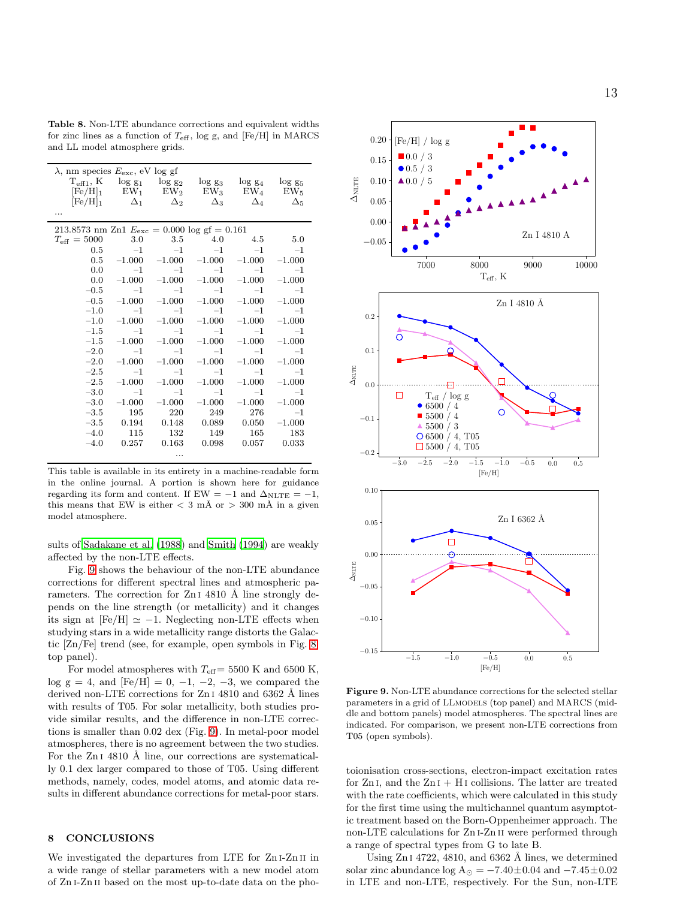**Table 8.** Non-LTE abundance corrections and equivalent widths for zinc lines as a function of $T_{\rm eff}$, log g, and [Fe/H] in MARCS and LL model atmosphere grids.

| λ, nm species $E_{\rm exc}$, eV log gf | | | | | |
|---|---|---|---|---|---|
| $T_{\rm eff1}$, K | log $g_1$ | log $g_2$ | log $g_3$ | log $g_4$ | log $g_5$ |
| $[{\rm Fe/H}]_1$ | $EW_1$ | $EW_2$ | $EW_3$ | $EW_4$ | $EW_5$ |
| $[{\rm Fe/H}]_1$ | $\Delta_1$ | $\Delta_2$ | $\Delta_3$ | $\Delta_4$ | $\Delta_5$ |
| ... | | | | | |
| 213.8573 nm Zn1 $E_{\rm exc}$ = 0.000 log gf = 0.161 | | | | | |
| $T_{\rm eff}$ = 5000 | 3.0 | 3.5 | 4.0 | 4.5 | 5.0 |
| 0.5 | −1 | −1 | −1 | −1 | −1 |
| 0.5 | −1.000 | −1.000 | −1.000 | −1.000 | −1.000 |
| 0.0 | −1 | −1 | −1 | −1 | −1 |
| 0.0 | −1.000 | −1.000 | −1.000 | −1.000 | −1.000 |
| −0.5 | −1 | −1 | −1 | −1 | −1 |
| −0.5 | −1.000 | −1.000 | −1.000 | −1.000 | −1.000 |
| −1.0 | −1 | −1 | −1 | −1 | −1 |
| −1.0 | −1.000 | −1.000 | −1.000 | −1.000 | −1.000 |
| −1.5 | −1 | −1 | −1 | −1 | −1 |
| −1.5 | −1.000 | −1.000 | −1.000 | −1.000 | −1.000 |
| −2.0 | −1 | −1 | −1 | −1 | −1 |
| −2.0 | −1.000 | −1.000 | −1.000 | −1.000 | −1.000 |
| −2.5 | −1 | −1 | −1 | −1 | −1 |
| −2.5 | −1.000 | −1.000 | −1.000 | −1.000 | −1.000 |
| −3.0 | −1 | −1 | −1 | −1 | −1 |
| −3.0 | −1.000 | −1.000 | −1.000 | −1.000 | −1.000 |
| −3.5 | 195 | 220 | 249 | 276 | −1 |
| −3.5 | 0.194 | 0.148 | 0.089 | 0.050 | −1.000 |
| −4.0 | 115 | 132 | 149 | 165 | 183 |
| −4.0 | 0.257 | 0.163 | 0.098 | 0.057 | 0.033 |
| | | ... | | | |

This table is available in its entirety in a machine-readable form in the online journal. A portion is shown here for guidance regarding its form and content. If EW = −1 and $\Delta_{\rm NLTE}$ = −1, this means that EW is either < 3 mÅ or > 300 mÅ in a given model atmosphere.

sults of Sadakane et al. (1988) and Smith (1994) are weakly affected by the non-LTE effects.

Fig. 9 shows the behaviour of the non-LTE abundance corrections for different spectral lines and atmospheric parameters. The correction for Zn I 4810 Å line strongly depends on the line strength (or metallicity) and it changes its sign at [Fe/H] ≃ −1. Neglecting non-LTE effects when studying stars in a wide metallicity range distorts the Galactic [Zn/Fe] trend (see, for example, open symbols in Fig. 8, top panel).

For model atmospheres with $T_{\rm eff}$= 5500 K and 6500 K, log g = 4, and [Fe/H] = 0, −1, −2, −3, we compared the derived non-LTE corrections for Zn I 4810 and 6362 Å lines with results of T05. For solar metallicity, both studies provide similar results, and the difference in non-LTE corrections is smaller than 0.02 dex (Fig. 9). In metal-poor model atmospheres, there is no agreement between the two studies. For the Zn I 4810 Å line, our corrections are systematically 0.1 dex larger compared to those of T05. Using different methods, namely, codes, model atoms, and atomic data results in different abundance corrections for metal-poor stars.

## 8 CONCLUSIONS

We investigated the departures from LTE for Zn I-Zn II in a wide range of stellar parameters with a new model atom of Zn I-Zn II based on the most up-to-date data on the photoionisation cross-sections, electron-impact excitation rates for Zn I, and the Zn I + H I collisions. The latter are treated with the rate coefficients, which were calculated in this study for the first time using the multichannel quantum asymptotic treatment based on the Born-Oppenheimer approach. The non-LTE calculations for Zn I-Zn II were performed through a range of spectral types from G to late B.

Using Zn I 4722, 4810, and 6362 Å lines, we determined solar zinc abundance log A$_\odot$ = −7.40±0.04 and −7.45±0.02 in LTE and non-LTE, respectively. For the Sun, non-LTE

**Figure 9.** Non-LTE abundance corrections for the selected stellar parameters in a grid of LLMODELS (top panel) and MARCS (middle and bottom panels) model atmospheres. The spectral lines are indicated. For comparison, we present non-LTE corrections from T05 (open symbols).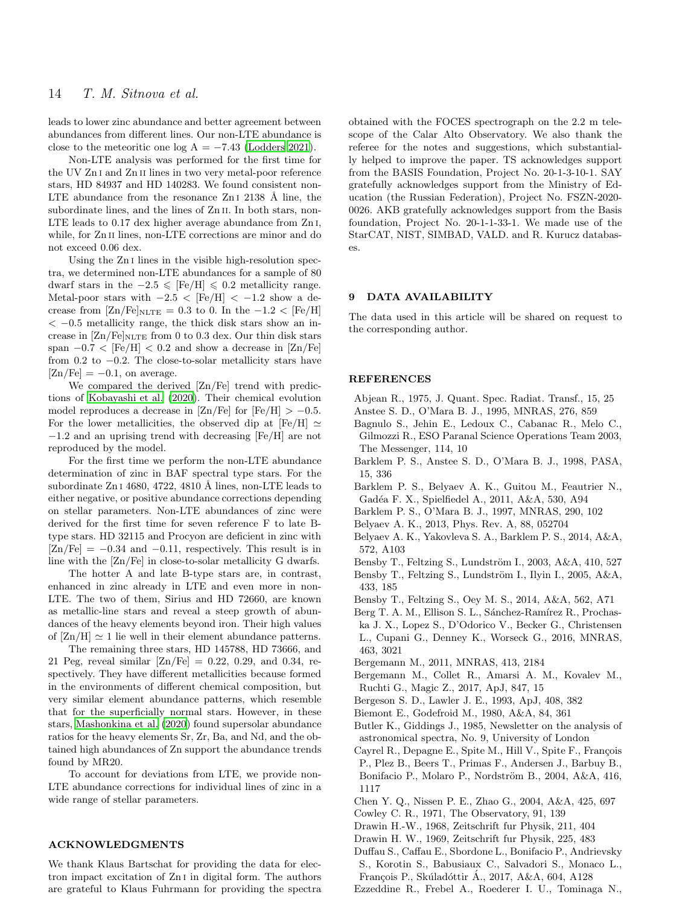leads to lower zinc abundance and better agreement between abundances from different lines. Our non-LTE abundance is close to the meteoritic one log A $= -7.43$ (Lodders 2021).

Non-LTE analysis was performed for the first time for the UV Zn I and Zn II lines in two very metal-poor reference stars, HD 84937 and HD 140283. We found consistent non-LTE abundance from the resonance Zn I 2138 Å line, the subordinate lines, and the lines of Zn II. In both stars, non-LTE leads to 0.17 dex higher average abundance from Zn I, while, for Zn II lines, non-LTE corrections are minor and do not exceed 0.06 dex.

Using the Zn I lines in the visible high-resolution spectra, we determined non-LTE abundances for a sample of 80 dwarf stars in the $-2.5 \leqslant$ [Fe/H] $\leqslant 0.2$ metallicity range. Metal-poor stars with $-2.5 <$ [Fe/H] $< -1.2$ show a decrease from $\mathrm{[Zn/Fe]_{NLTE}} = 0.3$ to 0. In the $-1.2 <$ [Fe/H] $< -0.5$ metallicity range, the thick disk stars show an increase in $\mathrm{[Zn/Fe]_{NLTE}}$ from 0 to 0.3 dex. Our thin disk stars span $-0.7 <$ [Fe/H] $< 0.2$ and show a decrease in [Zn/Fe] from 0.2 to $-0.2$. The close-to-solar metallicity stars have [Zn/Fe] $= -0.1$, on average.

We compared the derived [Zn/Fe] trend with predictions of Kobayashi et al. (2020). Their chemical evolution model reproduces a decrease in [Zn/Fe] for [Fe/H] $> -0.5$. For the lower metallicities, the observed dip at [Fe/H] $\simeq -1.2$ and an uprising trend with decreasing [Fe/H] are not reproduced by the model.

For the first time we perform the non-LTE abundance determination of zinc in BAF spectral type stars. For the subordinate Zn I 4680, 4722, 4810 Å lines, non-LTE leads to either negative, or positive abundance corrections depending on stellar parameters. Non-LTE abundances of zinc were derived for the first time for seven reference F to late B-type stars. HD 32115 and Procyon are deficient in zinc with [Zn/Fe] $= -0.34$ and $-0.11$, respectively. This result is in line with the [Zn/Fe] in close-to-solar metallicity G dwarfs.

The hotter A and late B-type stars are, in contrast, enhanced in zinc already in LTE and even more in non-LTE. The two of them, Sirius and HD 72660, are known as metallic-line stars and reveal a steep growth of abundances of the heavy elements beyond iron. Their high values of [Zn/H] $\simeq 1$ lie well in their element abundance patterns.

The remaining three stars, HD 145788, HD 73666, and 21 Peg, reveal similar [Zn/Fe] $= 0.22$, 0.29, and 0.34, respectively. They have different metallicities because formed in the environments of different chemical composition, but very similar element abundance patterns, which resemble that for the superficially normal stars. However, in these stars, Mashonkina et al. (2020) found supersolar abundance ratios for the heavy elements Sr, Zr, Ba, and Nd, and the obtained high abundances of Zn support the abundance trends found by MR20.

To account for deviations from LTE, we provide non-LTE abundance corrections for individual lines of zinc in a wide range of stellar parameters.

## ACKNOWLEDGMENTS

We thank Klaus Bartschat for providing the data for electron impact excitation of Zn I in digital form. The authors are grateful to Klaus Fuhrmann for providing the spectra obtained with the FOCES spectrograph on the 2.2 m telescope of the Calar Alto Observatory. We also thank the referee for the notes and suggestions, which substantially helped to improve the paper. TS acknowledges support from the BASIS Foundation, Project No. 20-1-3-10-1. SAY gratefully acknowledges support from the Ministry of Education (the Russian Federation), Project No. FSZN-2020-0026. AKB gratefully acknowledges support from the Basis foundation, Project No. 20-1-1-33-1. We made use of the StarCAT, NIST, SIMBAD, VALD. and R. Kurucz databases.

## 9 DATA AVAILABILITY

The data used in this article will be shared on request to the corresponding author.

## REFERENCES

Abjean R., 1975, J. Quant. Spec. Radiat. Transf., 15, 25

Anstee S. D., O'Mara B. J., 1995, MNRAS, 276, 859

Bagnulo S., Jehin E., Ledoux C., Cabanac R., Melo C., Gilmozzi R., ESO Paranal Science Operations Team 2003, The Messenger, 114, 10

Barklem P. S., Anstee S. D., O'Mara B. J., 1998, PASA, 15, 336

Barklem P. S., Belyaev A. K., Guitou M., Feautrier N., Gadéa F. X., Spielfiedel A., 2011, A&A, 530, A94

Barklem P. S., O'Mara B. J., 1997, MNRAS, 290, 102

Belyaev A. K., 2013, Phys. Rev. A, 88, 052704

Belyaev A. K., Yakovleva S. A., Barklem P. S., 2014, A&A, 572, A103

Bensby T., Feltzing S., Lundström I., 2003, A&A, 410, 527

Bensby T., Feltzing S., Lundström I., Ilyin I., 2005, A&A, 433, 185

Bensby T., Feltzing S., Oey M. S., 2014, A&A, 562, A71

Berg T. A. M., Ellison S. L., Sánchez-Ramírez R., Prochaska J. X., Lopez S., D'Odorico V., Becker G., Christensen L., Cupani G., Denney K., Worseck G., 2016, MNRAS, 463, 3021

Bergemann M., 2011, MNRAS, 413, 2184

Bergemann M., Collet R., Amarsi A. M., Kovalev M., Ruchti G., Magic Z., 2017, ApJ, 847, 15

Bergeson S. D., Lawler J. E., 1993, ApJ, 408, 382

Biemont E., Godefroid M., 1980, A&A, 84, 361

Butler K., Giddings J., 1985, Newsletter on the analysis of astronomical spectra, No. 9, University of London

Cayrel R., Depagne E., Spite M., Hill V., Spite F., François P., Plez B., Beers T., Primas F., Andersen J., Barbuy B., Bonifacio P., Molaro P., Nordström B., 2004, A&A, 416, 1117

Chen Y. Q., Nissen P. E., Zhao G., 2004, A&A, 425, 697

Cowley C. R., 1971, The Observatory, 91, 139

Drawin H.-W., 1968, Zeitschrift fur Physik, 211, 404

Drawin H. W., 1969, Zeitschrift fur Physik, 225, 483

Duffau S., Caffau E., Sbordone L., Bonifacio P., Andrievsky S., Korotin S., Babusiaux C., Salvadori S., Monaco L., François P., Skúladóttir Á., 2017, A&A, 604, A128

Ezzeddine R., Frebel A., Roederer I. U., Tominaga N.,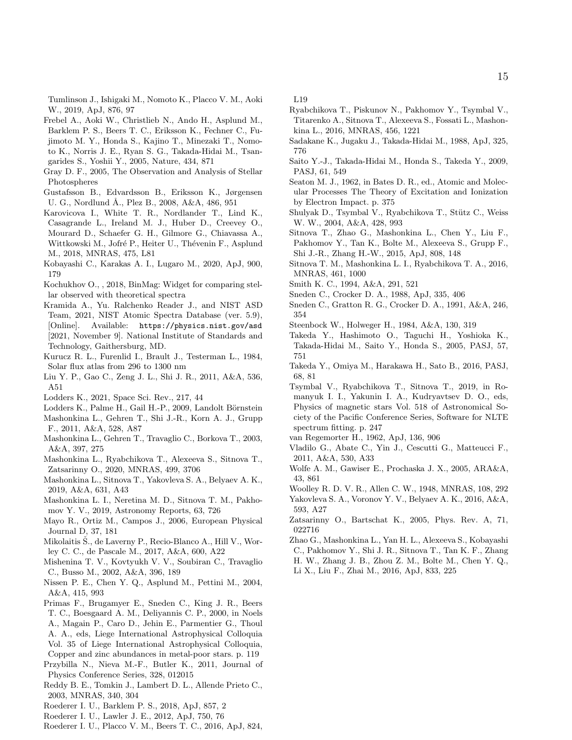Tumlinson J., Ishigaki M., Nomoto K., Placco V. M., Aoki W., 2019, ApJ, 876, 97

Frebel A., Aoki W., Christlieb N., Ando H., Asplund M., Barklem P. S., Beers T. C., Eriksson K., Fechner C., Fujimoto M. Y., Honda S., Kajino T., Minezaki T., Nomoto K., Norris J. E., Ryan S. G., Takada-Hidai M., Tsangarides S., Yoshii Y., 2005, Nature, 434, 871

Gray D. F., 2005, The Observation and Analysis of Stellar Photospheres

Gustafsson B., Edvardsson B., Eriksson K., Jørgensen U. G., Nordlund Å., Plez B., 2008, A&A, 486, 951

Karovicova I., White T. R., Nordlander T., Lind K., Casagrande L., Ireland M. J., Huber D., Creevey O., Mourard D., Schaefer G. H., Gilmore G., Chiavassa A., Wittkowski M., Jofré P., Heiter U., Thévenin F., Asplund M., 2018, MNRAS, 475, L81

Kobayashi C., Karakas A. I., Lugaro M., 2020, ApJ, 900, 179

Kochukhov O., , 2018, BinMag: Widget for comparing stellar observed with theoretical spectra

Kramida A., Yu. Ralchenko Reader J., and NIST ASD Team, 2021, NIST Atomic Spectra Database (ver. 5.9), [Online]. Available: https://physics.nist.gov/asd [2021, November 9]. National Institute of Standards and Technology, Gaithersburg, MD.

Kurucz R. L., Furenlid I., Brault J., Testerman L., 1984, Solar flux atlas from 296 to 1300 nm

Liu Y. P., Gao C., Zeng J. L., Shi J. R., 2011, A&A, 536, A51

Lodders K., 2021, Space Sci. Rev., 217, 44

Lodders K., Palme H., Gail H.-P., 2009, Landolt Börnstein

Mashonkina L., Gehren T., Shi J.-R., Korn A. J., Grupp F., 2011, A&A, 528, A87

Mashonkina L., Gehren T., Travaglio C., Borkova T., 2003, A&A, 397, 275

Mashonkina L., Ryabchikova T., Alexeeva S., Sitnova T., Zatsarinny O., 2020, MNRAS, 499, 3706

Mashonkina L., Sitnova T., Yakovleva S. A., Belyaev A. K., 2019, A&A, 631, A43

Mashonkina L. I., Neretina M. D., Sitnova T. M., Pakhomov Y. V., 2019, Astronomy Reports, 63, 726

Mayo R., Ortiz M., Campos J., 2006, European Physical Journal D, 37, 181

Mikolaitis Š., de Laverny P., Recio-Blanco A., Hill V., Worley C. C., de Pascale M., 2017, A&A, 600, A22

Mishenina T. V., Kovtyukh V. V., Soubiran C., Travaglio C., Busso M., 2002, A&A, 396, 189

Nissen P. E., Chen Y. Q., Asplund M., Pettini M., 2004, A&A, 415, 993

Primas F., Brugamyer E., Sneden C., King J. R., Beers T. C., Boesgaard A. M., Deliyannis C. P., 2000, in Noels A., Magain P., Caro D., Jehin E., Parmentier G., Thoul A. A., eds, Liege International Astrophysical Colloquia Vol. 35 of Liege International Astrophysical Colloquia, Copper and zinc abundances in metal-poor stars. p. 119

Przybilla N., Nieva M.-F., Butler K., 2011, Journal of Physics Conference Series, 328, 012015

Reddy B. E., Tomkin J., Lambert D. L., Allende Prieto C., 2003, MNRAS, 340, 304

Roederer I. U., Barklem P. S., 2018, ApJ, 857, 2

Roederer I. U., Lawler J. E., 2012, ApJ, 750, 76

Roederer I. U., Placco V. M., Beers T. C., 2016, ApJ, 824, L19

Ryabchikova T., Piskunov N., Pakhomov Y., Tsymbal V., Titarenko A., Sitnova T., Alexeeva S., Fossati L., Mashonkina L., 2016, MNRAS, 456, 1221

Sadakane K., Jugaku J., Takada-Hidai M., 1988, ApJ, 325, 776

Saito Y.-J., Takada-Hidai M., Honda S., Takeda Y., 2009, PASJ, 61, 549

Seaton M. J., 1962, in Bates D. R., ed., Atomic and Molecular Processes The Theory of Excitation and Ionization by Electron Impact. p. 375

Shulyak D., Tsymbal V., Ryabchikova T., Stütz C., Weiss W. W., 2004, A&A, 428, 993

Sitnova T., Zhao G., Mashonkina L., Chen Y., Liu F., Pakhomov Y., Tan K., Bolte M., Alexeeva S., Grupp F., Shi J.-R., Zhang H.-W., 2015, ApJ, 808, 148

Sitnova T. M., Mashonkina L. I., Ryabchikova T. A., 2016, MNRAS, 461, 1000

Smith K. C., 1994, A&A, 291, 521

Sneden C., Crocker D. A., 1988, ApJ, 335, 406

Sneden C., Gratton R. G., Crocker D. A., 1991, A&A, 246, 354

Steenbock W., Holweger H., 1984, A&A, 130, 319

Takeda Y., Hashimoto O., Taguchi H., Yoshioka K., Takada-Hidai M., Saito Y., Honda S., 2005, PASJ, 57, 751

Takeda Y., Omiya M., Harakawa H., Sato B., 2016, PASJ, 68, 81

Tsymbal V., Ryabchikova T., Sitnova T., 2019, in Romanyuk I. I., Yakunin I. A., Kudryavtsev D. O., eds, Physics of magnetic stars Vol. 518 of Astronomical Society of the Pacific Conference Series, Software for NLTE spectrum fitting. p. 247

van Regemorter H., 1962, ApJ, 136, 906

Vladilo G., Abate C., Yin J., Cescutti G., Matteucci F., 2011, A&A, 530, A33

Wolfe A. M., Gawiser E., Prochaska J. X., 2005, ARA&A, 43, 861

Woolley R. D. V. R., Allen C. W., 1948, MNRAS, 108, 292

Yakovleva S. A., Voronov Y. V., Belyaev A. K., 2016, A&A, 593, A27

Zatsarinny O., Bartschat K., 2005, Phys. Rev. A, 71, 022716

Zhao G., Mashonkina L., Yan H. L., Alexeeva S., Kobayashi C., Pakhomov Y., Shi J. R., Sitnova T., Tan K. F., Zhang H. W., Zhang J. B., Zhou Z. M., Bolte M., Chen Y. Q., Li X., Liu F., Zhai M., 2016, ApJ, 833, 225